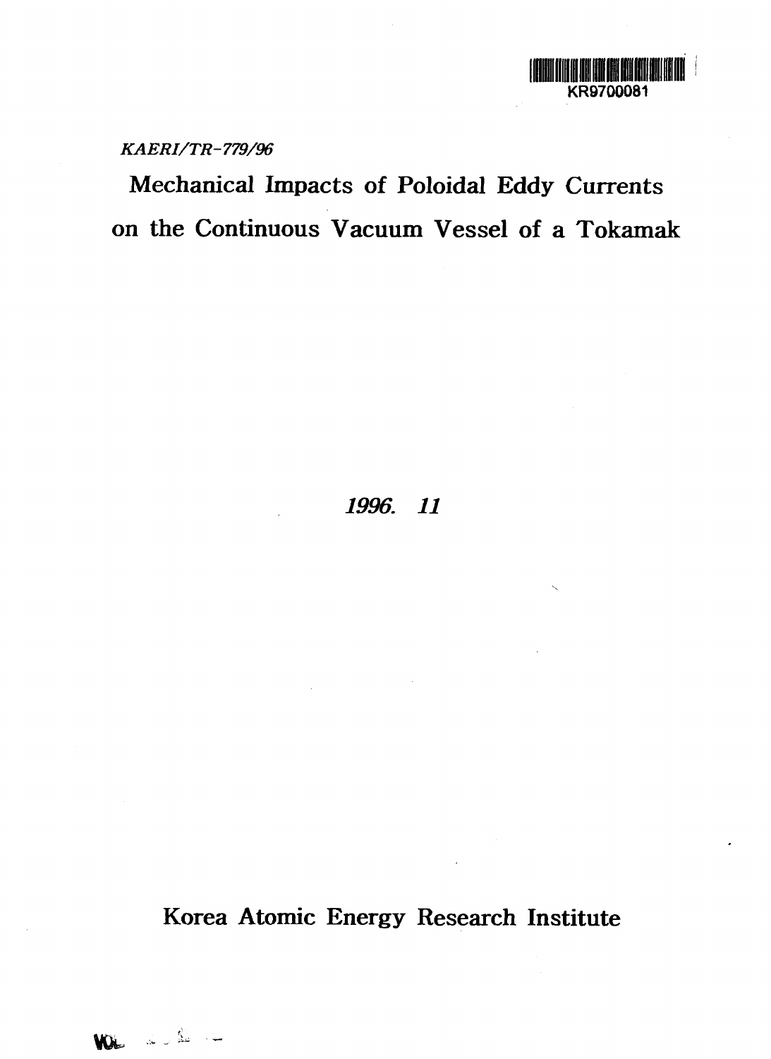KR9700081

*KAERI/TR-779/96*

# Mechanical Impacts of Poloidal Eddy Currents on the Continuous Vacuum Vessel of a Tokamak

*1996. 11*

## Korea Atomic Energy Research Institute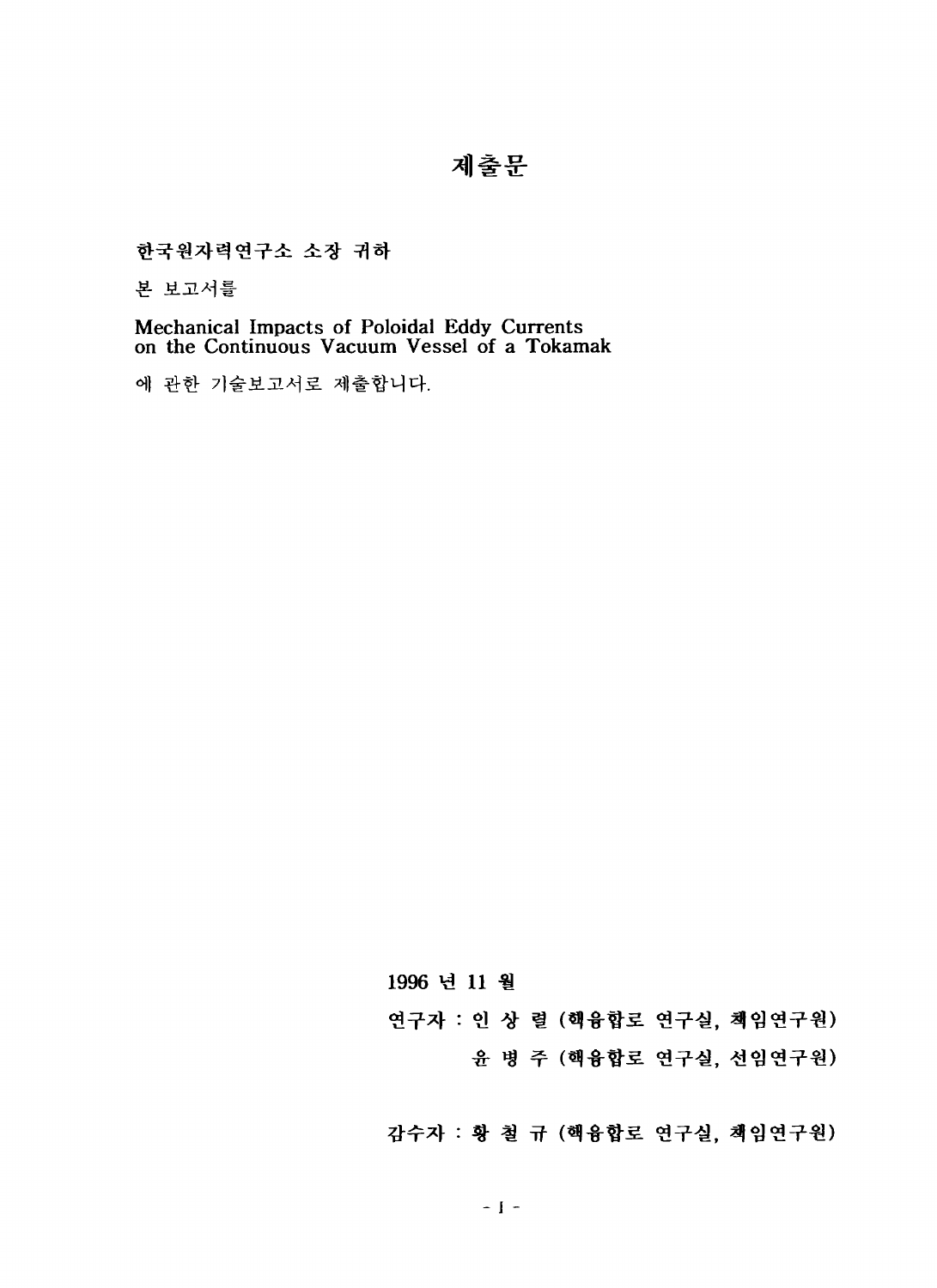# 제출문

**한국원자력연구소 소장 귀하**

본 보고서를

Mechanical Impacts of Poloidal Eddy Currents on the Continuous Vacuum Vessel of a Tokamak

에 관한 기술보고서로 제출합니다.

**1996 년 11 월**

**연구자 : 인 상 렬 (핵융합로 연구실, 책임연구원)**

**윤 병 주 (핵융합로 연구실, 선임연구원)**

**감수자 : 황 철 규 (핵융합로 연구실, 책임연구원)**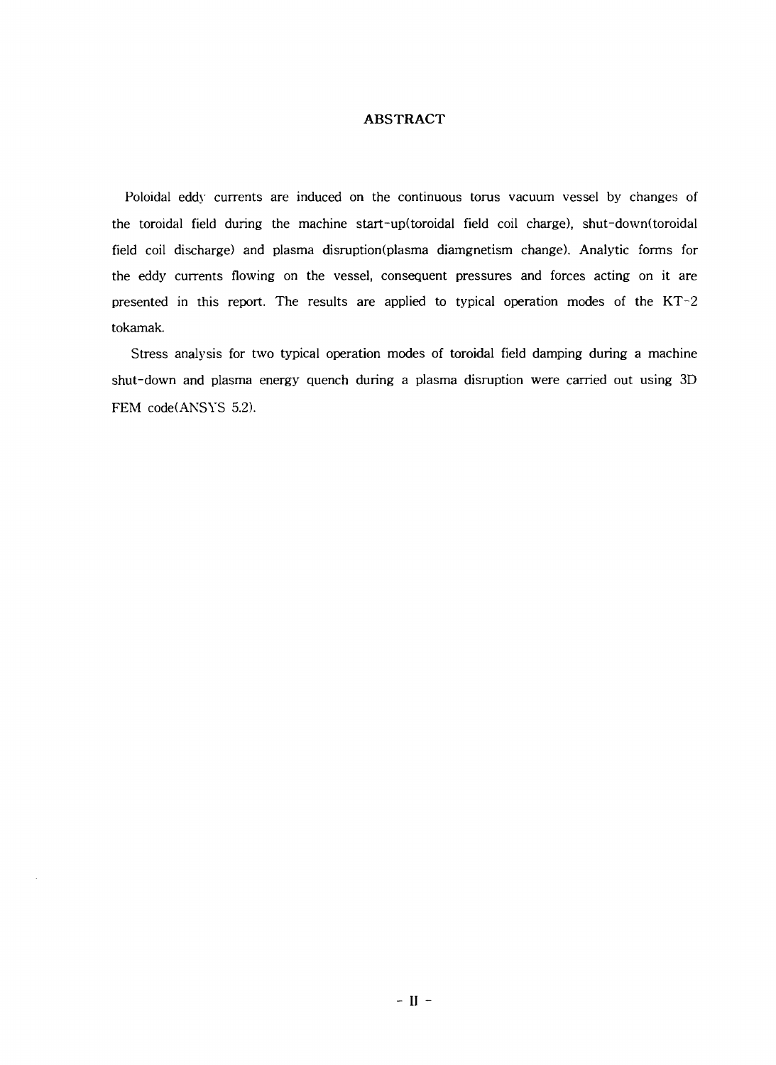# ABSTRACT

Poloidal eddy currents are induced on the continuous torus vacuum vessel by changes of the toroidal field during the machine start-up(toroidal field coil charge), shut-down(toroidal field coil discharge) and plasma disruption(plasma diamgnetism change). Analytic forms for the eddy currents flowing on the vessel, consequent pressures and forces acting on it are presented in this report. The results are applied to typical operation modes of the KT-2 tokamak.

Stress analysis for two typical operation modes of toroidal field damping during a machine shut-down and plasma energy quench during a plasma disruption were carried out using 3D FEM code(ANSYS 5.2).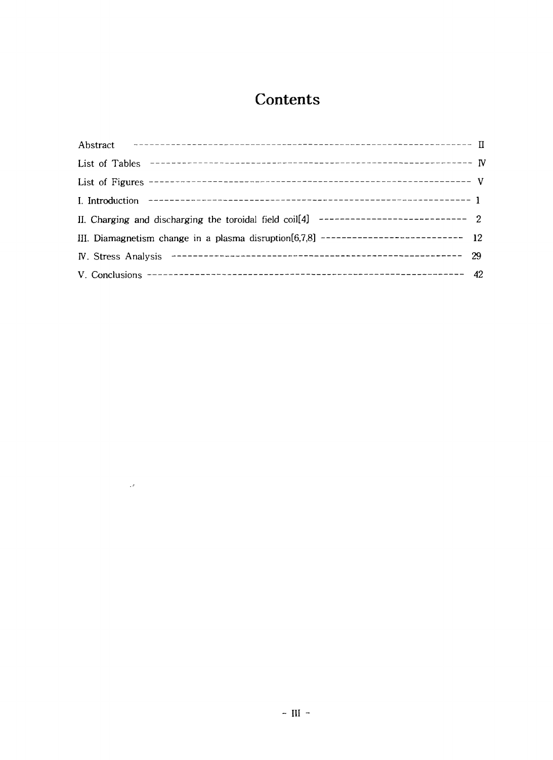# Contents

| | |
|---|---|
| Abstract | II |
| List of Tables | IV |
| List of Figures | V |
| I. Introduction | 1 |
| II. Charging and discharging the toroidal field coil[4] | 2 |
| III. Diamagnetism change in a plasma disruption[6,7,8] | 12 |
| IV. Stress Analysis | 29 |
| V. Conclusions | 42 |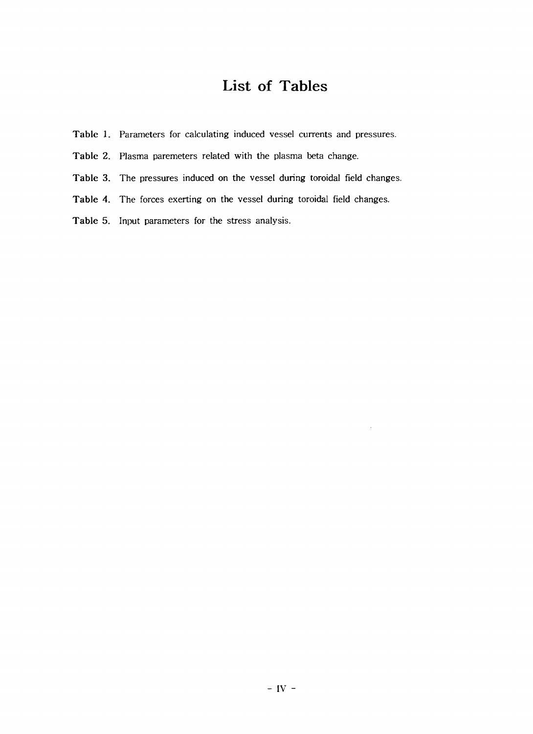# List of Tables

**Table 1.** Parameters for calculating induced vessel currents and pressures.

**Table 2.** Plasma paremeters related with the plasma beta change.

**Table 3.** The pressures induced on the vessel during toroidal field changes.

**Table 4.** The forces exerting on the vessel during toroidal field changes.

**Table 5.** Input parameters for the stress analysis.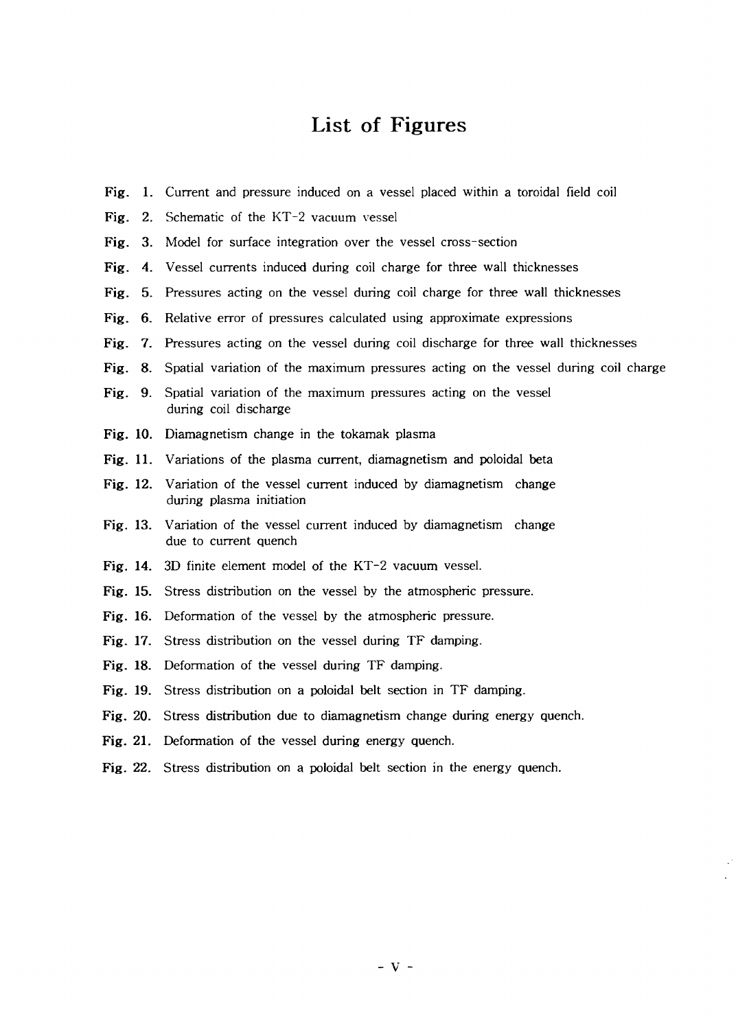# List of Figures

**Fig. 1.** Current and pressure induced on a vessel placed within a toroidal field coil

**Fig. 2.** Schematic of the KT-2 vacuum vessel

**Fig. 3.** Model for surface integration over the vessel cross-section

**Fig. 4.** Vessel currents induced during coil charge for three wall thicknesses

**Fig. 5.** Pressures acting on the vessel during coil charge for three wall thicknesses

**Fig. 6.** Relative error of pressures calculated using approximate expressions

**Fig. 7.** Pressures acting on the vessel during coil discharge for three wall thicknesses

**Fig. 8.** Spatial variation of the maximum pressures acting on the vessel during coil charge

**Fig. 9.** Spatial variation of the maximum pressures acting on the vessel during coil discharge

**Fig. 10.** Diamagnetism change in the tokamak plasma

**Fig. 11.** Variations of the plasma current, diamagnetism and poloidal beta

**Fig. 12.** Variation of the vessel current induced by diamagnetism change during plasma initiation

**Fig. 13.** Variation of the vessel current induced by diamagnetism change due to current quench

**Fig. 14.** 3D finite element model of the KT-2 vacuum vessel.

**Fig. 15.** Stress distribution on the vessel by the atmospheric pressure.

**Fig. 16.** Deformation of the vessel by the atmospheric pressure.

**Fig. 17.** Stress distribution on the vessel during TF damping.

**Fig. 18.** Deformation of the vessel during TF damping.

**Fig. 19.** Stress distribution on a poloidal belt section in TF damping.

**Fig. 20.** Stress distribution due to diamagnetism change during energy quench.

**Fig. 21.** Deformation of the vessel during energy quench.

**Fig. 22.** Stress distribution on a poloidal belt section in the energy quench.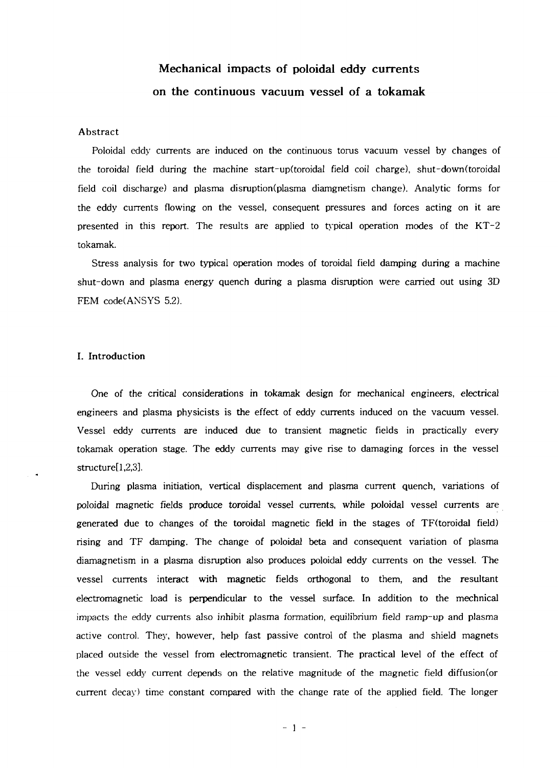# Mechanical impacts of poloidal eddy currents on the continuous vacuum vessel of a tokamak

## Abstract

Poloidal eddy currents are induced on the continuous torus vacuum vessel by changes of the toroidal field during the machine start-up(toroidal field coil charge), shut-down(toroidal field coil discharge) and plasma disruption(plasma diamgnetism change). Analytic forms for the eddy currents flowing on the vessel, consequent pressures and forces acting on it are presented in this report. The results are applied to typical operation modes of the KT-2 tokamak.

Stress analysis for two typical operation modes of toroidal field damping during a machine shut-down and plasma energy quench during a plasma disruption were carried out using 3D FEM code(ANSYS 5.2).

## I. Introduction

One of the critical considerations in tokamak design for mechanical engineers, electrical engineers and plasma physicists is the effect of eddy currents induced on the vacuum vessel. Vessel eddy currents are induced due to transient magnetic fields in practically every tokamak operation stage. The eddy currents may give rise to damaging forces in the vessel structure[1,2,3].

During plasma initiation, vertical displacement and plasma current quench, variations of poloidal magnetic fields produce toroidal vessel currents, while poloidal vessel currents are generated due to changes of the toroidal magnetic field in the stages of TF(toroidal field) rising and TF damping. The change of poloidal beta and consequent variation of plasma diamagnetism in a plasma disruption also produces poloidal eddy currents on the vessel. The vessel currents interact with magnetic fields orthogonal to them, and the resultant electromagnetic load is perpendicular to the vessel surface. In addition to the mechnical impacts the eddy currents also inhibit plasma formation, equilibrium field ramp-up and plasma active control. They, however, help fast passive control of the plasma and shield magnets placed outside the vessel from electromagnetic transient. The practical level of the effect of the vessel eddy current depends on the relative magnitude of the magnetic field diffusion(or current decay) time constant compared with the change rate of the applied field. The longer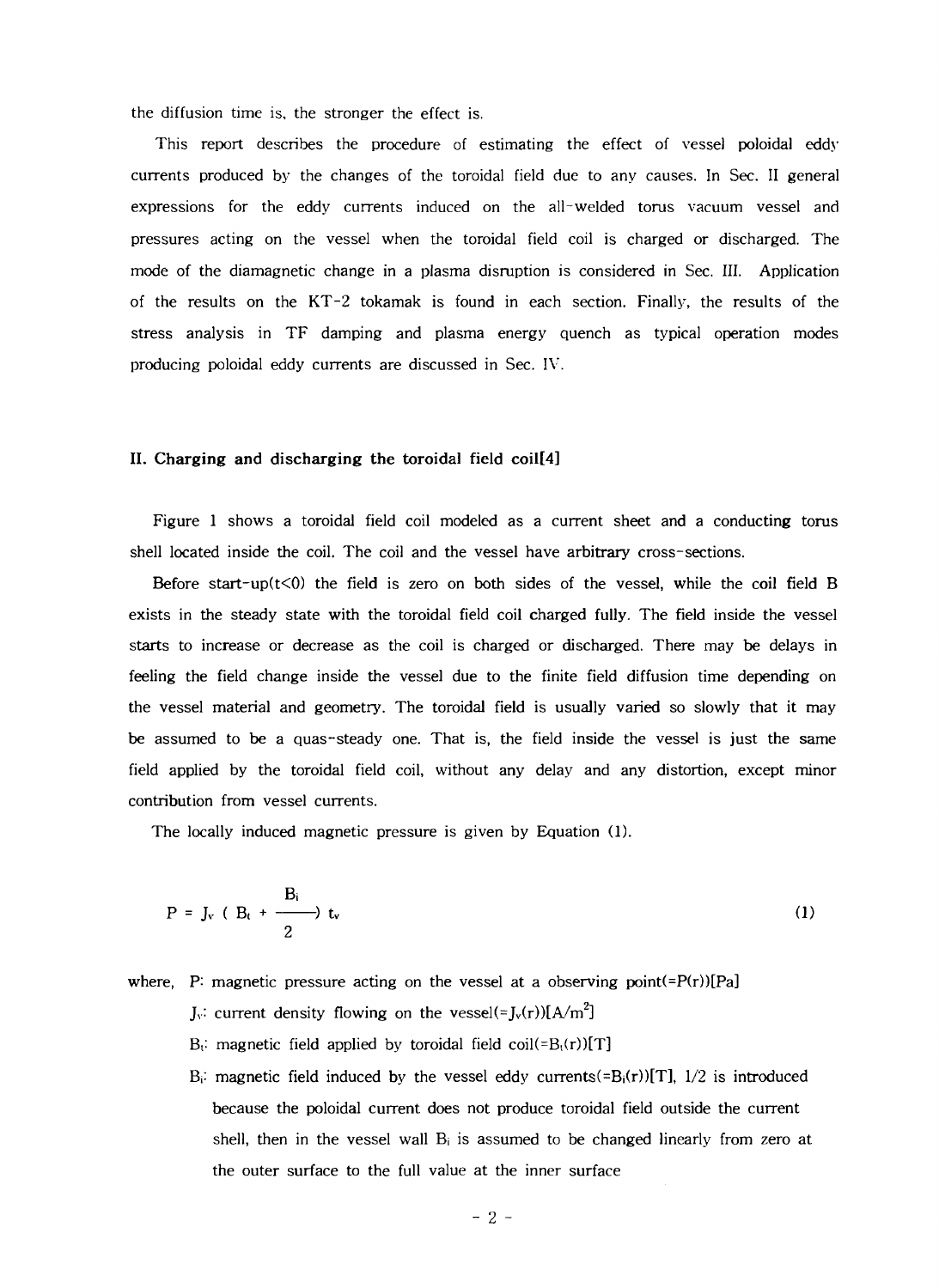the diffusion time is, the stronger the effect is.

This report describes the procedure of estimating the effect of vessel poloidal eddy currents produced by the changes of the toroidal field due to any causes. In Sec. II general expressions for the eddy currents induced on the all-welded torus vacuum vessel and pressures acting on the vessel when the toroidal field coil is charged or discharged. The mode of the diamagnetic change in a plasma disruption is considered in Sec. III. Application of the results on the KT-2 tokamak is found in each section. Finally, the results of the stress analysis in TF damping and plasma energy quench as typical operation modes producing poloidal eddy currents are discussed in Sec. IV.

## II. Charging and discharging the toroidal field coil[4]

Figure 1 shows a toroidal field coil modeled as a current sheet and a conducting torus shell located inside the coil. The coil and the vessel have arbitrary cross-sections.

Before start-up($t<0$) the field is zero on both sides of the vessel, while the coil field B exists in the steady state with the toroidal field coil charged fully. The field inside the vessel starts to increase or decrease as the coil is charged or discharged. There may be delays in feeling the field change inside the vessel due to the finite field diffusion time depending on the vessel material and geometry. The toroidal field is usually varied so slowly that it may be assumed to be a quas-steady one. That is, the field inside the vessel is just the same field applied by the toroidal field coil, without any delay and any distortion, except minor contribution from vessel currents.

The locally induced magnetic pressure is given by Equation (1).

$$P = J_v \left( B_t + \frac{B_i}{2} \right) t_v \tag{1}$$

where, P: magnetic pressure acting on the vessel at a observing point($=P(r)$)[Pa]

$J_v$: current density flowing on the vessel($=J_v(r)$)[A/m$^2$]

$B_t$: magnetic field applied by toroidal field coil($=B_t(r)$)[T]

$B_i$: magnetic field induced by the vessel eddy currents($=B_i(r)$)[T], 1/2 is introduced because the poloidal current does not produce toroidal field outside the current shell, then in the vessel wall $B_i$ is assumed to be changed linearly from zero at the outer surface to the full value at the inner surface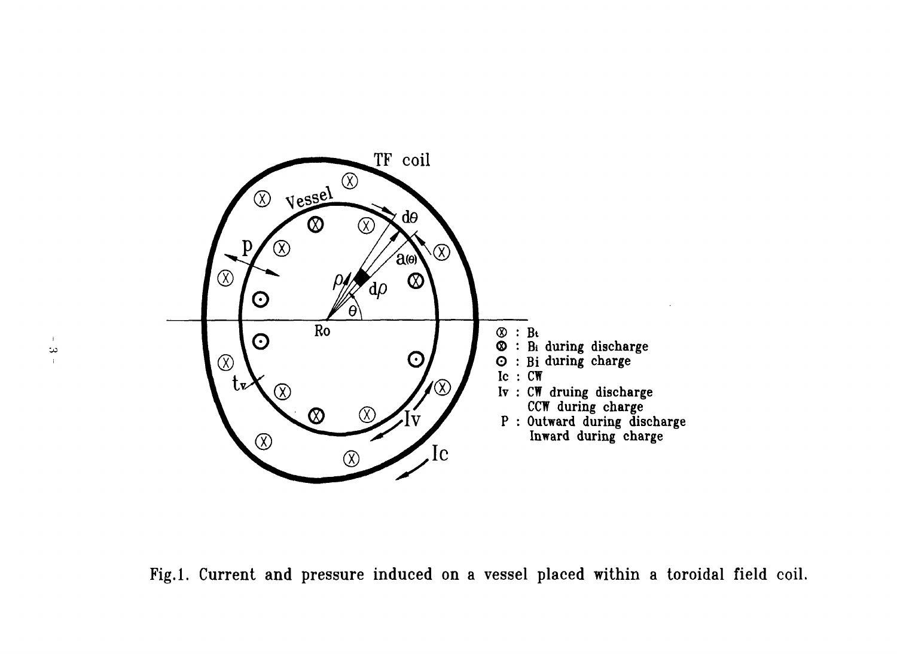Fig.1. Current and pressure induced on a vessel placed within a toroidal field coil.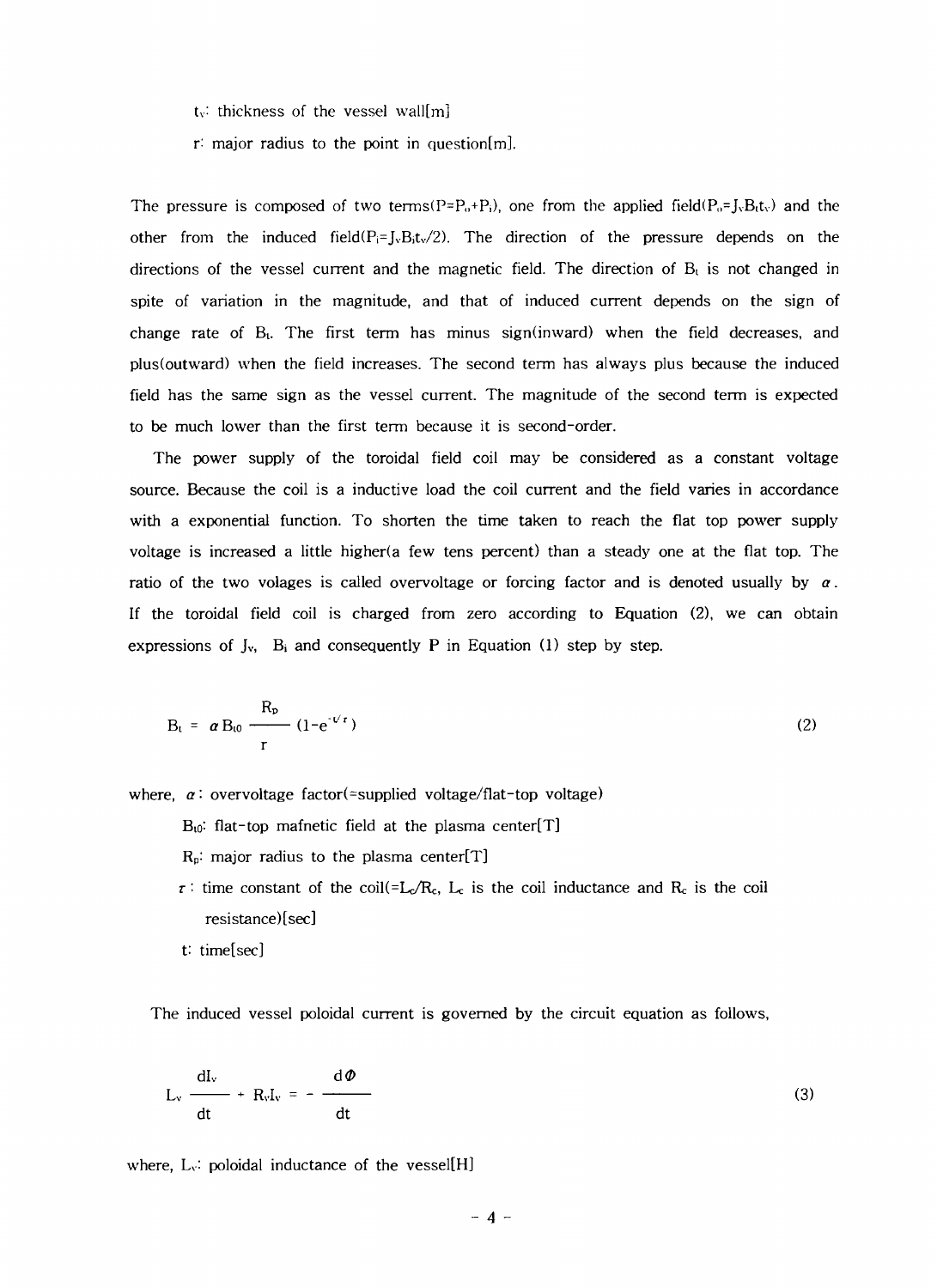$t_v$: thickness of the vessel wall[m]

r: major radius to the point in question[m].

The pressure is composed of two terms($P=P_o+P_i$), one from the applied field($P_o=J_vB_tt_v$) and the other from the induced field($P_i=J_vB_it_v/2$). The direction of the pressure depends on the directions of the vessel current and the magnetic field. The direction of $B_t$ is not changed in spite of variation in the magnitude, and that of induced current depends on the sign of change rate of $B_t$. The first term has minus sign(inward) when the field decreases, and plus(outward) when the field increases. The second term has always plus because the induced field has the same sign as the vessel current. The magnitude of the second term is expected to be much lower than the first term because it is second-order.

The power supply of the toroidal field coil may be considered as a constant voltage source. Because the coil is a inductive load the coil current and the field varies in accordance with a exponential function. To shorten the time taken to reach the flat top power supply voltage is increased a little higher(a few tens percent) than a steady one at the flat top. The ratio of the two volages is called overvoltage or forcing factor and is denoted usually by $\alpha$. If the toroidal field coil is charged from zero according to Equation (2), we can obtain expressions of $J_v$, $B_i$ and consequently P in Equation (1) step by step.

$$B_t = \alpha B_{t0} \frac{R_p}{r} (1-e^{-t/\tau}) \tag{2}$$

where, $\alpha$: overvoltage factor(=supplied voltage/flat-top voltage)

$B_{t0}$: flat-top mafnetic field at the plasma center[T]

$R_p$: major radius to the plasma center[T]

$\tau$: time constant of the coil($=L_c/R_c$, $L_c$ is the coil inductance and $R_c$ is the coil resistance)[sec]

t: time[sec]

The induced vessel poloidal current is governed by the circuit equation as follows,

$$L_v \frac{dI_v}{dt} + R_vI_v = -\frac{d\Phi}{dt} \tag{3}$$

where, $L_v$: poloidal inductance of the vessel[H]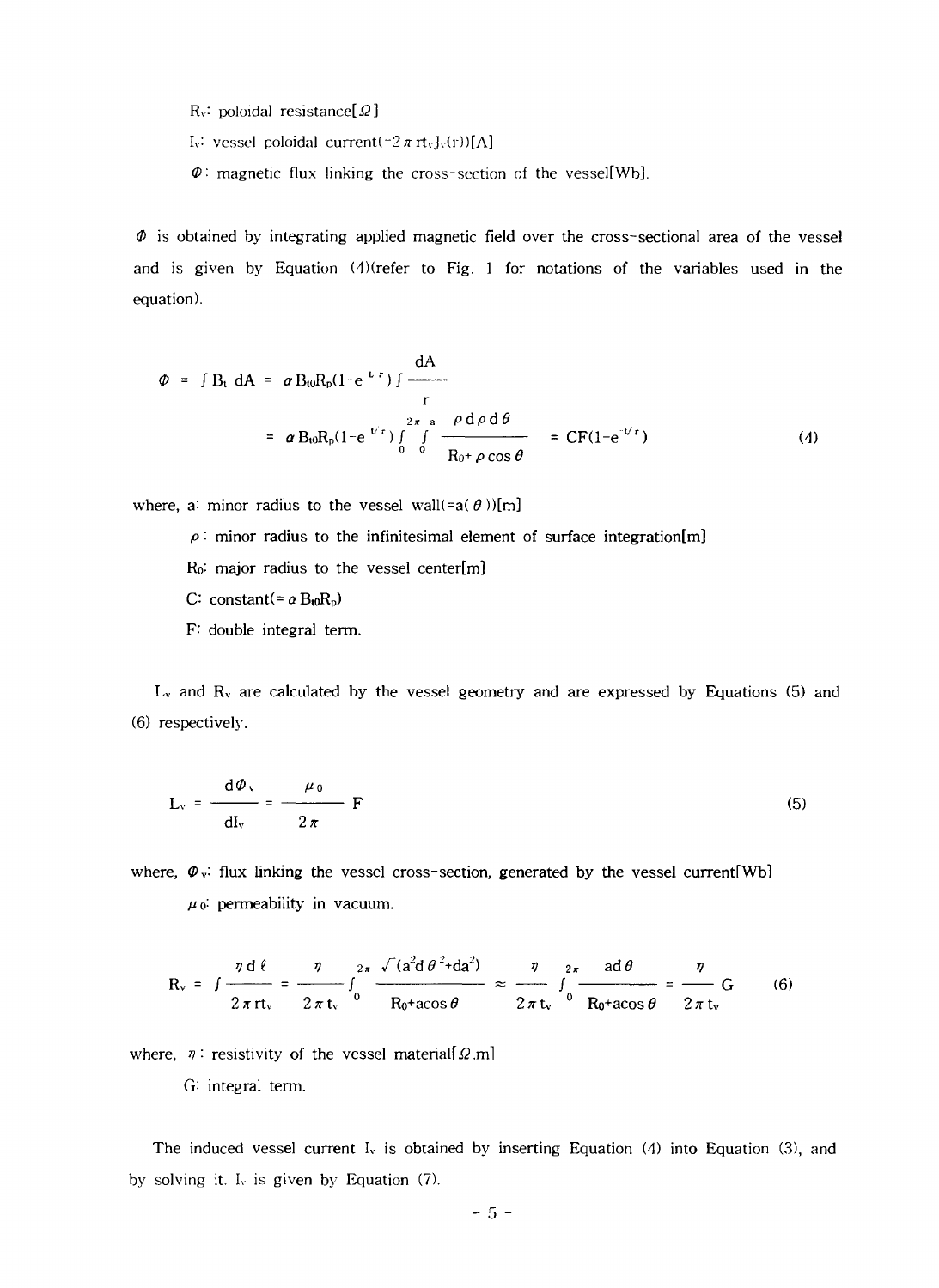$R_v$: poloidal resistance[$\Omega$]

$I_v$: vessel poloidal current($=2\pi r t_v J_v(r)$)[A]

$\Phi$: magnetic flux linking the cross-section of the vessel[Wb].

$\Phi$ is obtained by integrating applied magnetic field over the cross-sectional area of the vessel and is given by Equation (4)(refer to Fig. 1 for notations of the variables used in the equation).

$$\Phi = \int B_t \, dA = \alpha B_{t0} R_p (1-e^{-t/\tau}) \int \frac{dA}{r}$$
$$= \alpha B_{t0} R_p (1-e^{-t/\tau}) \int_0^{2\pi} \int_0^{a} \frac{\rho \, d\rho \, d\theta}{R_0 + \rho\cos\theta} = CF(1-e^{-t/\tau}) \tag{4}$$

where, a: minor radius to the vessel wall($=a(\theta)$)[m]

$\rho$: minor radius to the infinitesimal element of surface integration[m]

$R_0$: major radius to the vessel center[m]

C: constant($=\alpha B_{t0} R_p$)

F: double integral term.

$L_v$ and $R_v$ are calculated by the vessel geometry and are expressed by Equations (5) and (6) respectively.

$$L_v = \frac{d\Phi_v}{dI_v} = \frac{\mu_0}{2\pi} F \tag{5}$$

where, $\Phi_v$: flux linking the vessel cross-section, generated by the vessel current[Wb]

$\mu_0$: permeability in vacuum.

$$R_v = \int \frac{\eta \, d\ell}{2\pi r t_v} = \frac{\eta}{2\pi t_v} \int_0^{2\pi} \frac{\sqrt{(a^2 d\theta^2 + da^2)}}{R_0 + a\cos\theta} \approx \frac{\eta}{2\pi t_v} \int_0^{2\pi} \frac{a\, d\theta}{R_0 + a\cos\theta} = \frac{\eta}{2\pi t_v} G \tag{6}$$

where, $\eta$: resistivity of the vessel material[$\Omega$.m]

G: integral term.

The induced vessel current $I_v$ is obtained by inserting Equation (4) into Equation (3), and by solving it. $I_v$ is given by Equation (7).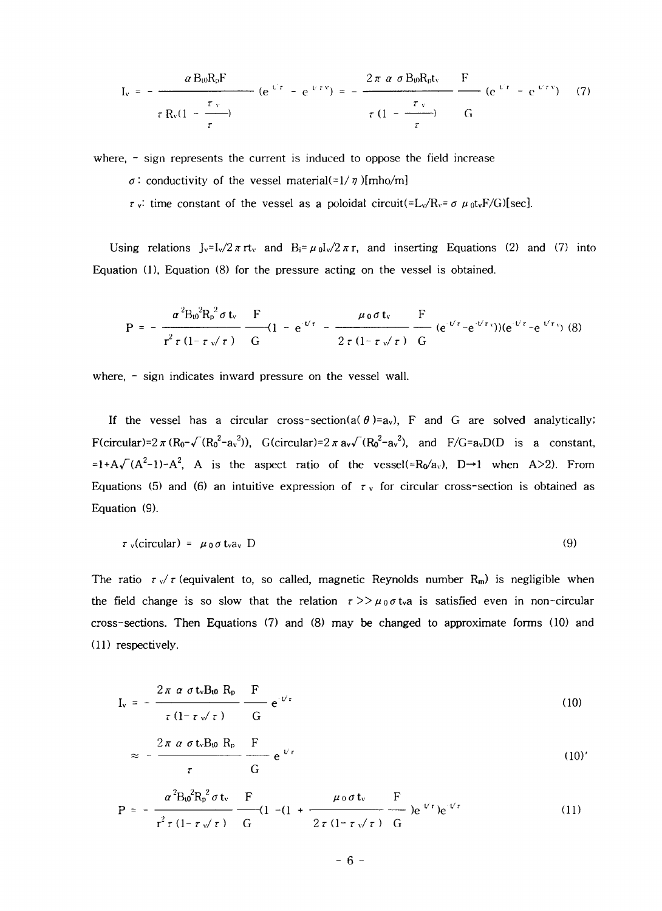$$I_v = -\frac{\alpha B_{t0} R_p F}{\tau R_v\left(1 - \frac{\tau_v}{\tau}\right)}\left(e^{t/\tau} - e^{t/\tau_v}\right) = -\frac{2\pi\,\alpha\,\sigma B_{t0} R_p t_v}{\tau\left(1 - \frac{\tau_v}{\tau}\right)}\frac{F}{G}\left(e^{t/\tau} - e^{t/\tau_v}\right) \tag{7}$$

where, - sign represents the current is induced to oppose the field increase

$\sigma$ : conductivity of the vessel material($=1/\eta$)[mho/m]

$\tau_v$: time constant of the vessel as a poloidal circuit($=L_v/R_v = \sigma\,\mu_0 t_v F/G$)[sec].

Using relations $J_v = I_v/2\pi r t_v$ and $B_i = \mu_0 I_v/2\pi r$, and inserting Equations (2) and (7) into Equation (1), Equation (8) for the pressure acting on the vessel is obtained.

$$P = -\frac{\alpha^2 B_{t0}^2 R_p^2 \sigma t_v}{r^2 \tau (1-\tau_v/\tau)}\frac{F}{G}\left(1 - e^{t/\tau} - \frac{\mu_0 \sigma t_v}{2\tau(1-\tau_v/\tau)}\frac{F}{G}\left(e^{t/\tau} - e^{t/\tau_v}\right)\right)\left(e^{t/\tau} - e^{t/\tau_v}\right) \tag{8}$$

where, - sign indicates inward pressure on the vessel wall.

If the vessel has a circular cross-section($a(\theta) = a_v$), F and G are solved analytically; F(circular)$=2\pi(R_0 - \sqrt{(R_0^2 - a_v^2)})$, G(circular)$=2\pi a_v\sqrt{(R_0^2 - a_v^2)}$, and $F/G = a_v D$(D is a constant, $=1 + A\sqrt{(A^2-1)} - A^2$, A is the aspect ratio of the vessel($=R_0/a_v$), $D \to 1$ when $A > 2$). From Equations (5) and (6) an intuitive expression of $\tau_v$ for circular cross-section is obtained as Equation (9).

$$\tau_v(\text{circular}) = \mu_0 \sigma t_v a_v D \tag{9}$$

The ratio $\tau_v/\tau$ (equivalent to, so called, magnetic Reynolds number $R_m$) is negligible when the field change is so slow that the relation $\tau >> \mu_0 \sigma t_v a$ is satisfied even in non-circular cross-sections. Then Equations (7) and (8) may be changed to approximate forms (10) and (11) respectively.

$$I_v = -\frac{2\pi\,\alpha\,\sigma t_v B_{t0} R_p}{\tau(1-\tau_v/\tau)}\frac{F}{G}e^{t/\tau} \tag{10}$$

$$\approx -\frac{2\pi\,\alpha\,\sigma t_v B_{t0} R_p}{\tau}\frac{F}{G}e^{t/\tau} \tag{10'}$$

$$P = -\frac{\alpha^2 B_{t0}^2 R_p^2 \sigma t_v}{r^2 \tau (1-\tau_v/\tau)}\frac{F}{G}\left(1 - \left(1 + \frac{\mu_0 \sigma t_v}{2\tau(1-\tau_v/\tau)}\frac{F}{G}\right)e^{t/\tau}\right)e^{t/\tau} \tag{11}$$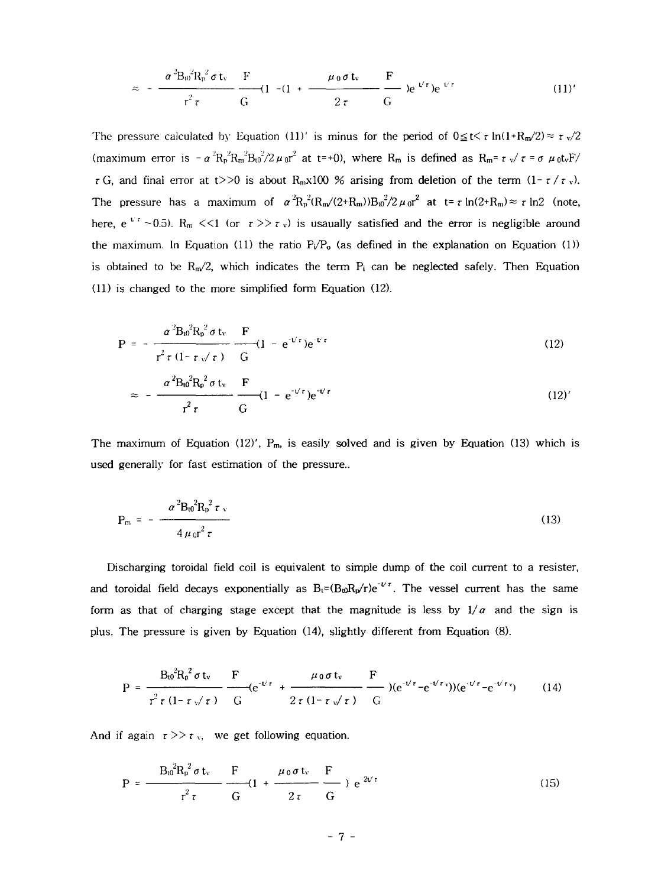$$\approx -\frac{\alpha^2 B_{t0}^2 R_p^2 \sigma t_v}{r^2 \tau} \frac{F}{G}(1 - (1 + \frac{\mu_0 \sigma t_v}{2\tau} \frac{F}{G})e^{t/\tau})e^{t/\tau} \tag{11)'$$

The pressure calculated by Equation (11)' is minus for the period of $0 \leq t < \tau \ln(1+R_m/2) \approx \tau_v/2$ (maximum error is $-\alpha^2 R_p^2 R_m^2 B_{t0}^2 / 2\mu_0 r^2$ at t=+0), where $R_m$ is defined as $R_m = \tau_v/\tau = \sigma\,\mu_0 t_v F/\tau G$, and final error at t>>0 is about $R_m$x100 % arising from deletion of the term $(1-\tau/\tau_v)$. The pressure has a maximum of $\alpha^2 R_p^2 (R_m/(2+R_m)) B_{t0}^2 / 2\mu_0 r^2$ at $t = \tau \ln(2+R_m) \approx \tau \ln 2$ (note, here, $e^{t/\tau} \sim 0.5$). $R_m \ll 1$ (or $\tau \gg \tau_v$) is usually satisfied and the error is negligible around the maximum. In Equation (11) the ratio $P_i/P_o$ (as defined in the explanation on Equation (1)) is obtained to be $R_m/2$, which indicates the term $P_i$ can be neglected safely. Then Equation (11) is changed to the more simplified form Equation (12).

$$P = -\frac{\alpha^2 B_{t0}^2 R_p^2 \sigma t_v}{r^2 \tau (1-\tau_v/\tau)} \frac{F}{G}(1 - e^{-t/\tau})e^{t/\tau} \tag{12}$$

$$\approx -\frac{\alpha^2 B_{t0}^2 R_p^2 \sigma t_v}{r^2 \tau} \frac{F}{G}(1 - e^{-t/\tau})e^{-t/\tau} \tag{12)'$$

The maximum of Equation (12)', $P_m$, is easily solved and is given by Equation (13) which is used generally for fast estimation of the pressure..

$$P_m = -\frac{\alpha^2 B_{t0}^2 R_p^2 \tau_v}{4\mu_0 r^2 \tau} \tag{13}$$

Discharging toroidal field coil is equivalent to simple dump of the coil current to a resister, and toroidal field decays exponentially as $B_t = (B_{t0} R_p / r)e^{-t/\tau}$. The vessel current has the same form as that of charging stage except that the magnitude is less by $1/\alpha$ and the sign is plus. The pressure is given by Equation (14), slightly different from Equation (8).

$$P = \frac{B_{t0}^2 R_p^2 \sigma t_v}{r^2 \tau (1-\tau_v/\tau)} \frac{F}{G}(e^{-t/\tau} + \frac{\mu_0 \sigma t_v}{2\tau(1-\tau_v/\tau)} \frac{F}{G})(e^{-t/\tau} - e^{-t/\tau_v}))(e^{-t/\tau} - e^{-t/\tau_v}) \tag{14}$$

And if again $\tau \gg \tau_v$, we get following equation.

$$P = \frac{B_{t0}^2 R_p^2 \sigma t_v}{r^2 \tau} \frac{F}{G}(1 + \frac{\mu_0 \sigma t_v}{2\tau} \frac{F}{G})\, e^{-2t/\tau} \tag{15}$$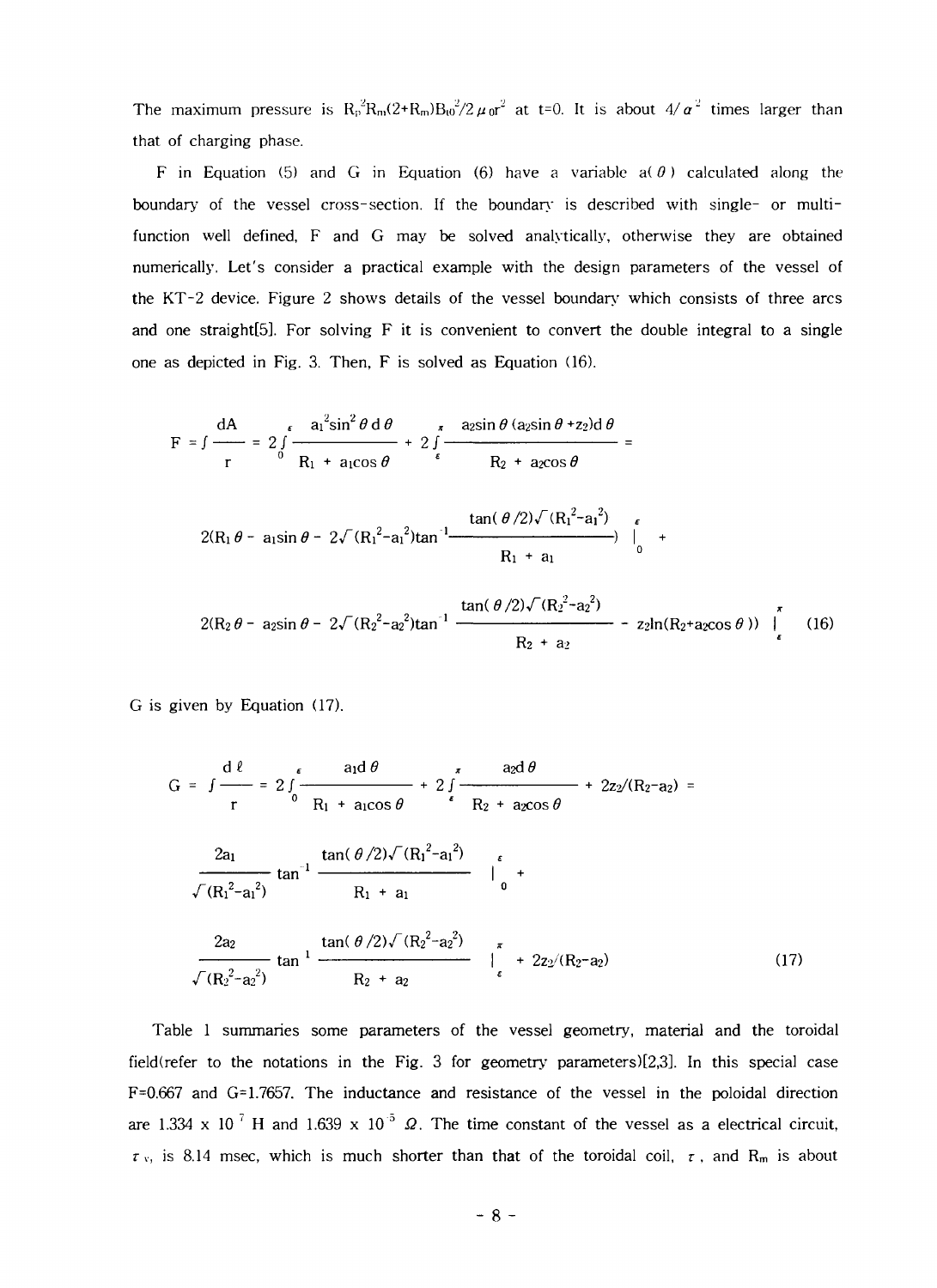The maximum pressure is $R_p^2R_m(2+R_m)B_{t0}^2/2\mu_0 r^2$ at t=0. It is about $4/\alpha^2$ times larger than that of charging phase.

F in Equation (5) and G in Equation (6) have a variable $a(\theta)$ calculated along the boundary of the vessel cross-section. If the boundary is described with single- or multi-function well defined, F and G may be solved analytically, otherwise they are obtained numerically. Let's consider a practical example with the design parameters of the vessel of the KT-2 device. Figure 2 shows details of the vessel boundary which consists of three arcs and one straight[5]. For solving F it is convenient to convert the double integral to a single one as depicted in Fig. 3. Then, F is solved as Equation (16).

$$
\begin{aligned}
F &= \int \frac{dA}{r} = 2\int_0^{\epsilon} \frac{a_1^2 \sin^2\theta \, d\theta}{R_1 + a_1\cos\theta} + 2\int_{\epsilon}^{\pi} \frac{a_2 \sin\theta\,(a_2\sin\theta + z_2)\,d\theta}{R_2 + a_2\cos\theta} = \\
&\quad 2\left(R_1\theta - a_1\sin\theta - 2\sqrt{(R_1^2-a_1^2)}\tan^{-1}\frac{\tan(\theta/2)\sqrt{(R_1^2-a_1^2)}}{R_1 + a_1}\right)\Bigg|_0^{\epsilon} + \\
&\quad 2\left(R_2\theta - a_2\sin\theta - 2\sqrt{(R_2^2-a_2^2)}\tan^{-1}\frac{\tan(\theta/2)\sqrt{(R_2^2-a_2^2)}}{R_2 + a_2} - z_2\ln(R_2 + a_2\cos\theta)\right)\Bigg|_{\epsilon}^{\pi}
\end{aligned}
\tag{16}
$$

G is given by Equation (17).

$$
\begin{aligned}
G &= \int \frac{d\ell}{r} = 2\int_0^{\epsilon} \frac{a_1 d\theta}{R_1 + a_1\cos\theta} + 2\int_{\epsilon}^{\pi} \frac{a_2 d\theta}{R_2 + a_2\cos\theta} + 2z_2/(R_2 - a_2) = \\
&\quad \frac{2a_1}{\sqrt{(R_1^2-a_1^2)}}\tan^{-1}\frac{\tan(\theta/2)\sqrt{(R_1^2-a_1^2)}}{R_1 + a_1}\Bigg|_0^{\epsilon} + \\
&\quad \frac{2a_2}{\sqrt{(R_2^2-a_2^2)}}\tan^{-1}\frac{\tan(\theta/2)\sqrt{(R_2^2-a_2^2)}}{R_2 + a_2}\Bigg|_{\epsilon}^{\pi} + 2z_2/(R_2 - a_2)
\end{aligned}
\tag{17}
$$

Table 1 summaries some parameters of the vessel geometry, material and the toroidal field(refer to the notations in the Fig. 3 for geometry parameters)[2,3]. In this special case F=0.667 and G=1.7657. The inductance and resistance of the vessel in the poloidal direction are $1.334 \times 10^{-7}$ H and $1.639 \times 10^{-5}$ $\Omega$. The time constant of the vessel as a electrical circuit, $\tau_v$, is 8.14 msec, which is much shorter than that of the toroidal coil, $\tau$, and $R_m$ is about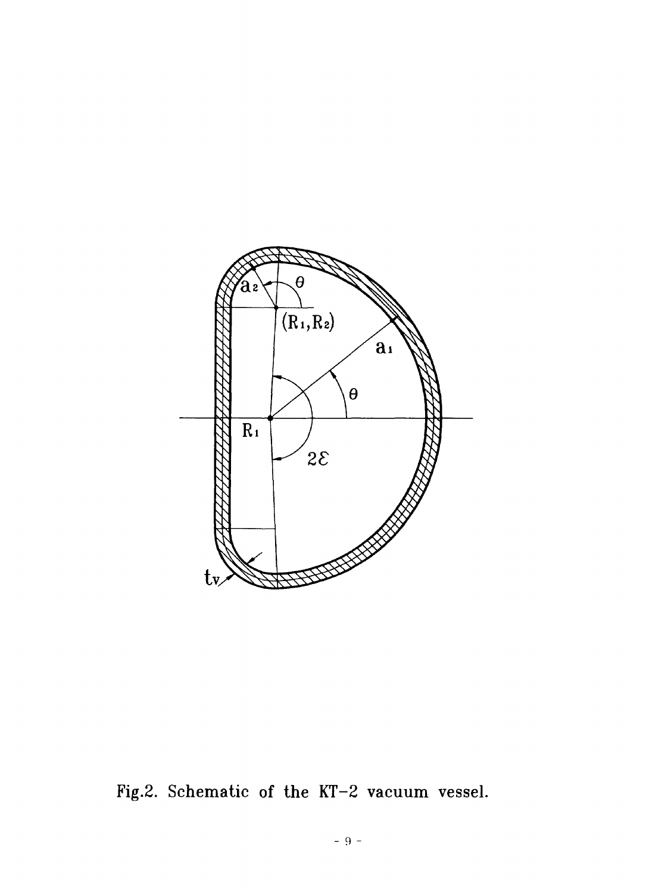Fig.2. Schematic of the KT-2 vacuum vessel.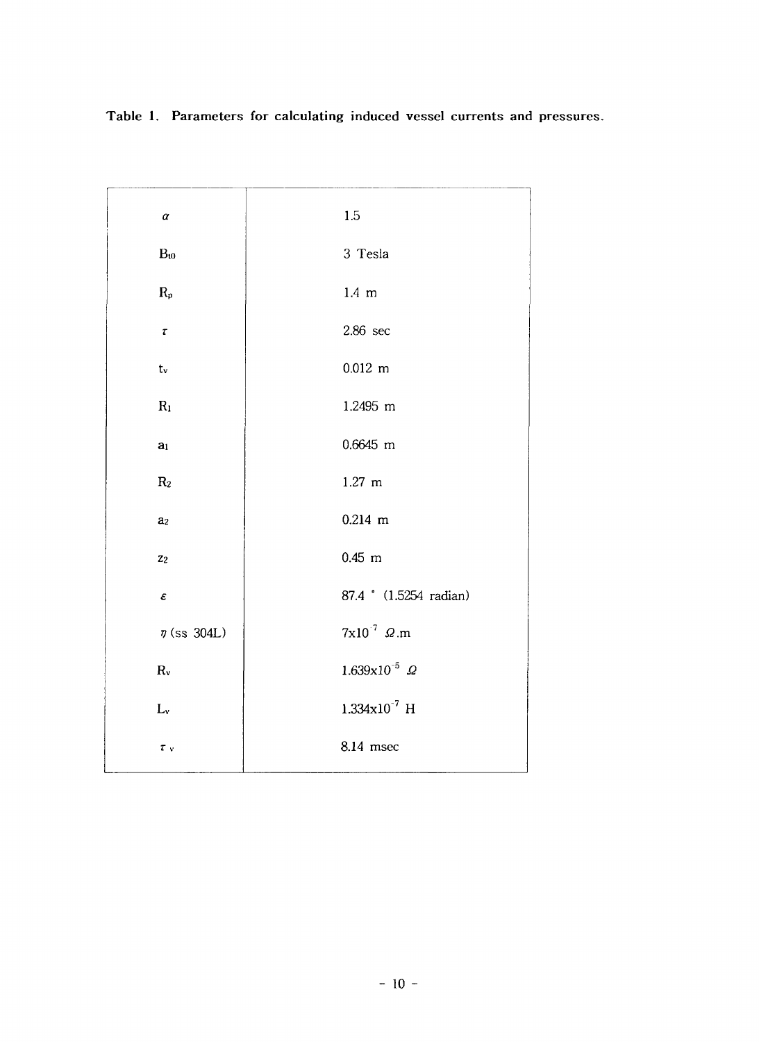**Table 1. Parameters for calculating induced vessel currents and pressures.**

| | |
|---|---|
| $\alpha$ | 1.5 |
| $B_{t0}$ | 3 Tesla |
| $R_p$ | 1.4 m |
| $\tau$ | 2.86 sec |
| $t_v$ | 0.012 m |
| $R_1$ | 1.2495 m |
| $a_1$ | 0.6645 m |
| $R_2$ | 1.27 m |
| $a_2$ | 0.214 m |
| $z_2$ | 0.45 m |
| $\varepsilon$ | 87.4 ° (1.5254 radian) |
| $\eta$ (ss 304L) | $7 \times 10^{-7}$ $\Omega$.m |
| $R_v$ | $1.639 \times 10^{-5}$ $\Omega$ |
| $L_v$ | $1.334 \times 10^{-7}$ H |
| $\tau_v$ | 8.14 msec |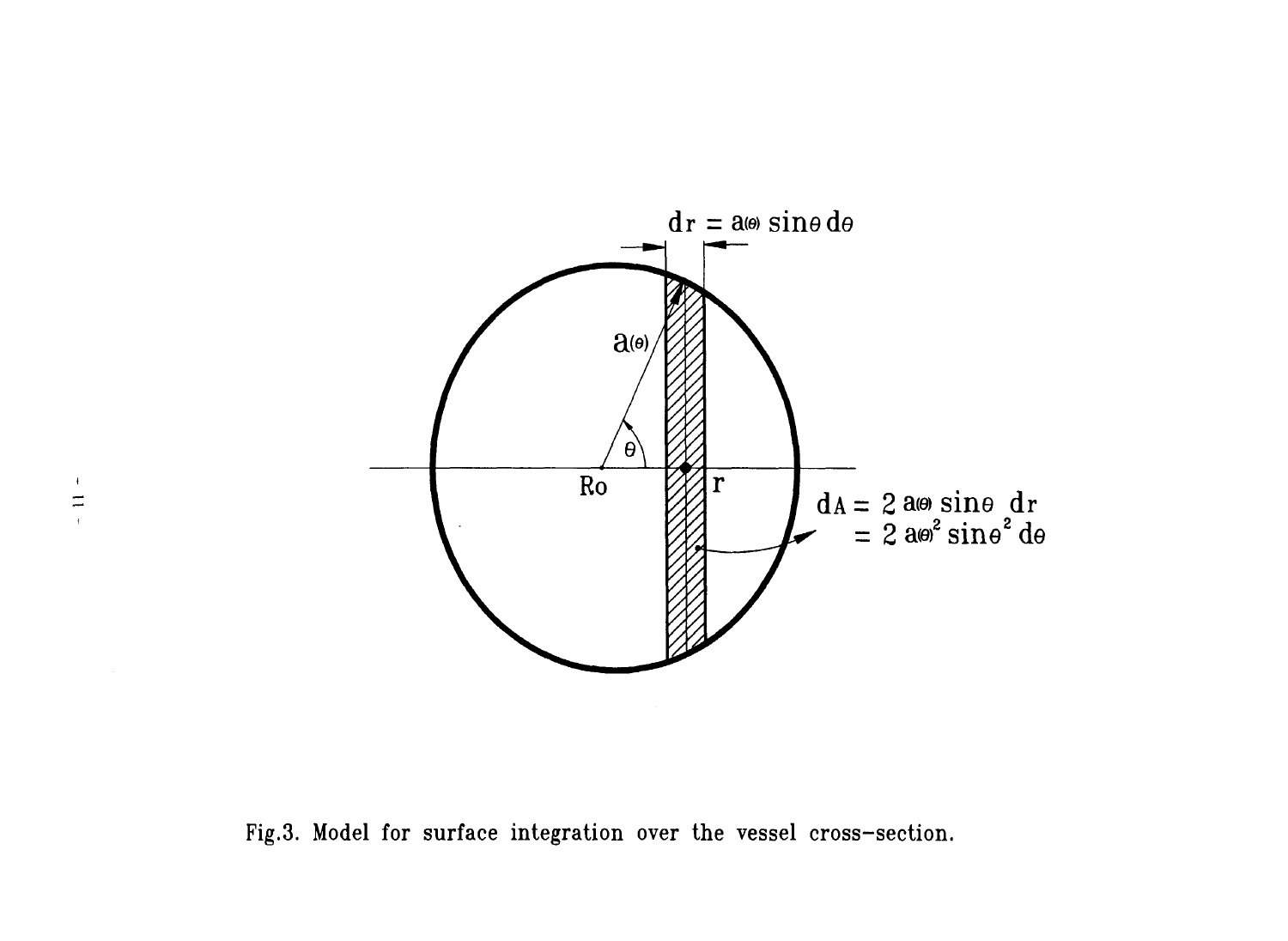$$dr = a(\theta) \sin\theta \, d\theta$$

$$dA = 2\, a(\theta) \sin\theta \, dr = 2\, a(\theta)^2 \sin\theta^2 \, d\theta$$

Fig.3. Model for surface integration over the vessel cross-section.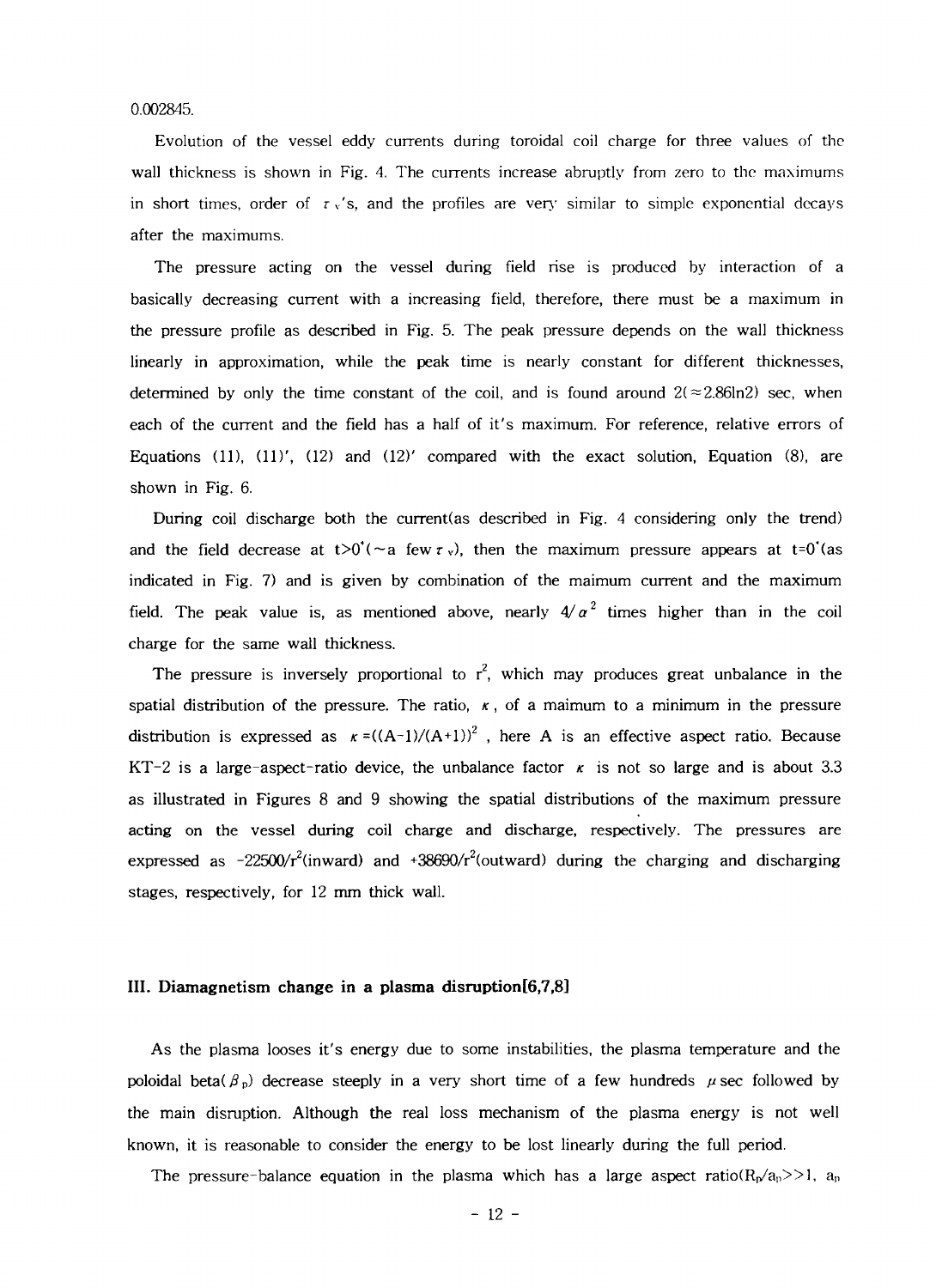0.002845.

Evolution of the vessel eddy currents during toroidal coil charge for three values of the wall thickness is shown in Fig. 4. The currents increase abruptly from zero to the maximums in short times, order of $\tau_v$'s, and the profiles are very similar to simple exponential decays after the maximums.

The pressure acting on the vessel during field rise is produced by interaction of a basically decreasing current with a increasing field, therefore, there must be a maximum in the pressure profile as described in Fig. 5. The peak pressure depends on the wall thickness linearly in approximation, while the peak time is nearly constant for different thicknesses, determined by only the time constant of the coil, and is found around $2(\approx 2.86\ln 2)$ sec, when each of the current and the field has a half of it's maximum. For reference, relative errors of Equations (11), (11)', (12) and (12)' compared with the exact solution, Equation (8), are shown in Fig. 6.

During coil discharge both the current(as described in Fig. 4 considering only the trend) and the field decrease at $t>0^+(\sim$ a few $\tau_v)$, then the maximum pressure appears at $t=0^+$(as indicated in Fig. 7) and is given by combination of the maimum current and the maximum field. The peak value is, as mentioned above, nearly $4/\alpha^2$ times higher than in the coil charge for the same wall thickness.

The pressure is inversely proportional to $r^2$, which may produces great unbalance in the spatial distribution of the pressure. The ratio, $\kappa$, of a maimum to a minimum in the pressure distribution is expressed as $\kappa=((A-1)/(A+1))^2$ , here A is an effective aspect ratio. Because KT-2 is a large-aspect-ratio device, the unbalance factor $\kappa$ is not so large and is about 3.3 as illustrated in Figures 8 and 9 showing the spatial distributions of the maximum pressure acting on the vessel during coil charge and discharge, respectively. The pressures are expressed as $-22500/r^2$(inward) and $+38690/r^2$(outward) during the charging and discharging stages, respectively, for 12 mm thick wall.

## III. Diamagnetism change in a plasma disruption[6,7,8]

As the plasma looses it's energy due to some instabilities, the plasma temperature and the poloidal beta($\beta_p$) decrease steeply in a very short time of a few hundreds $\mu$sec followed by the main disruption. Although the real loss mechanism of the plasma energy is not well known, it is reasonable to consider the energy to be lost linearly during the full period.

The pressure-balance equation in the plasma which has a large aspect ratio($R_p/a_p>>1$, $a_p$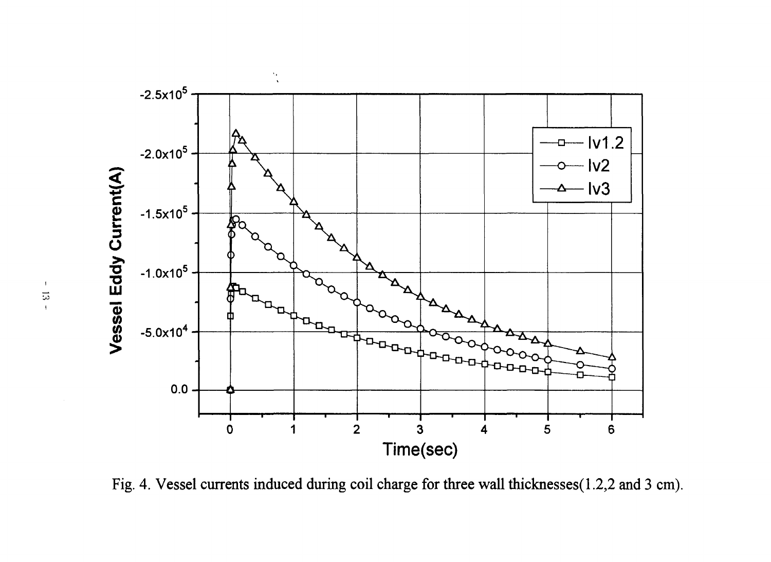Fig. 4. Vessel currents induced during coil charge for three wall thicknesses(1.2,2 and 3 cm).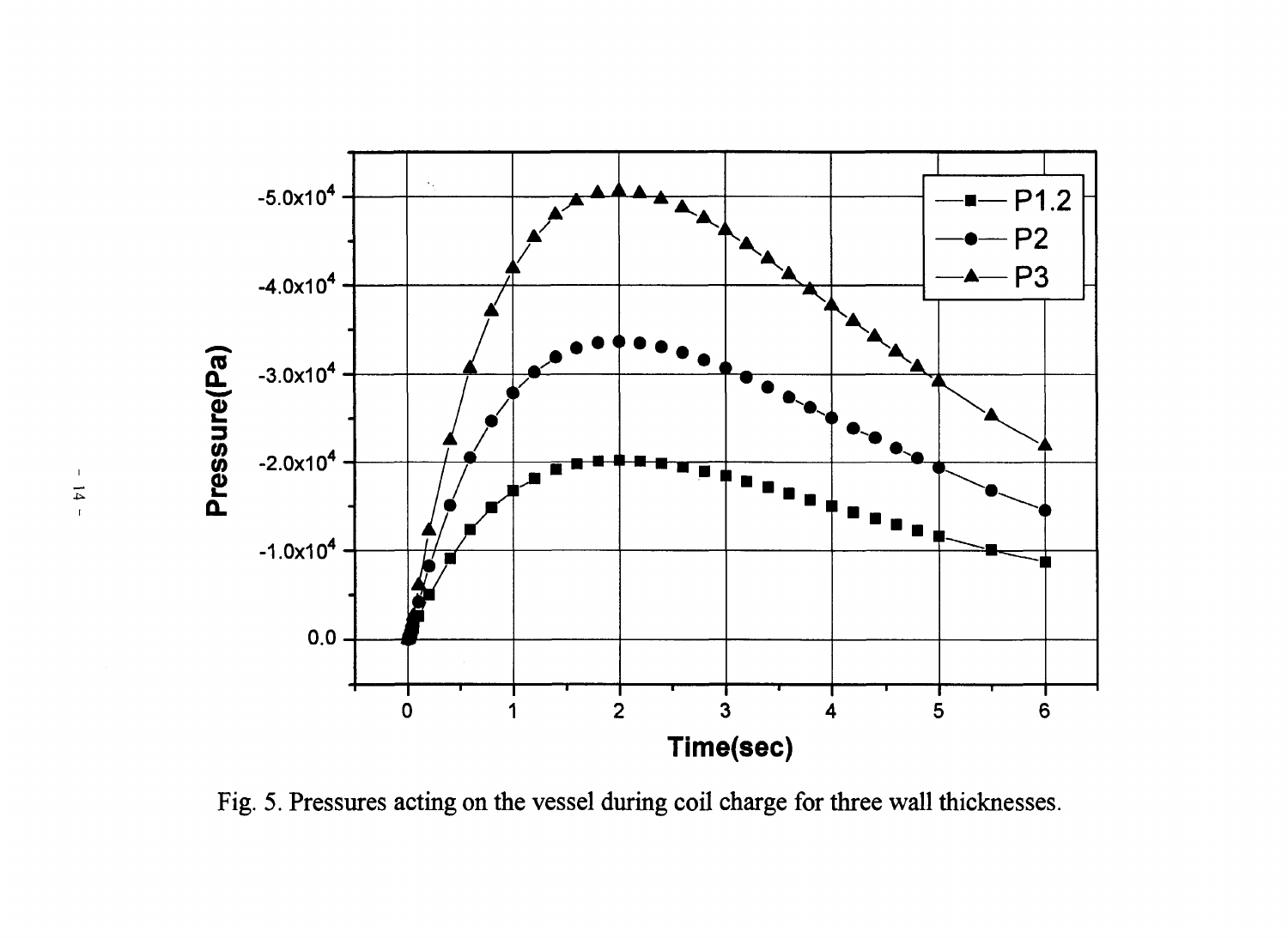Fig. 5. Pressures acting on the vessel during coil charge for three wall thicknesses.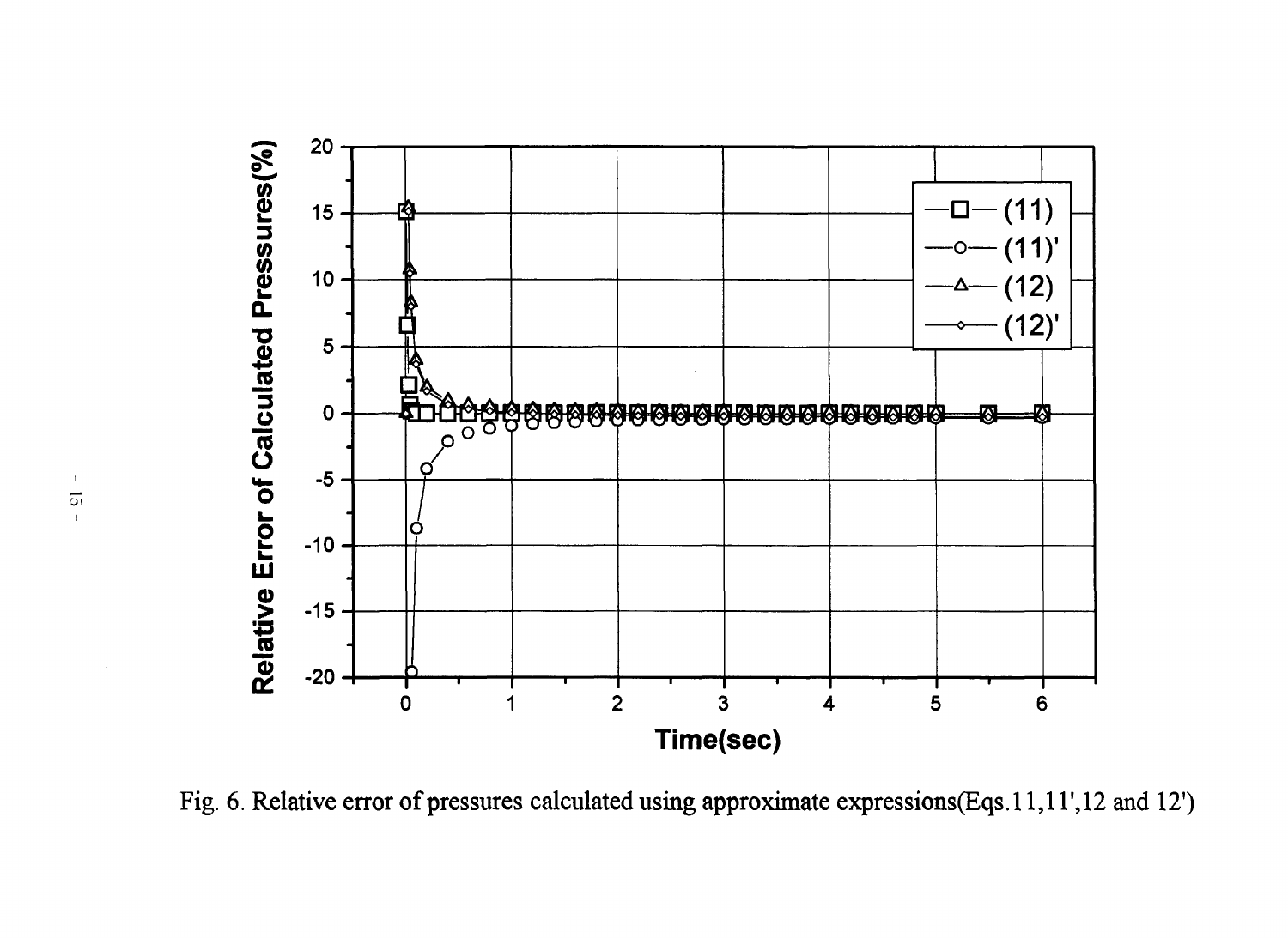Fig. 6. Relative error of pressures calculated using approximate expressions(Eqs.11,11',12 and 12')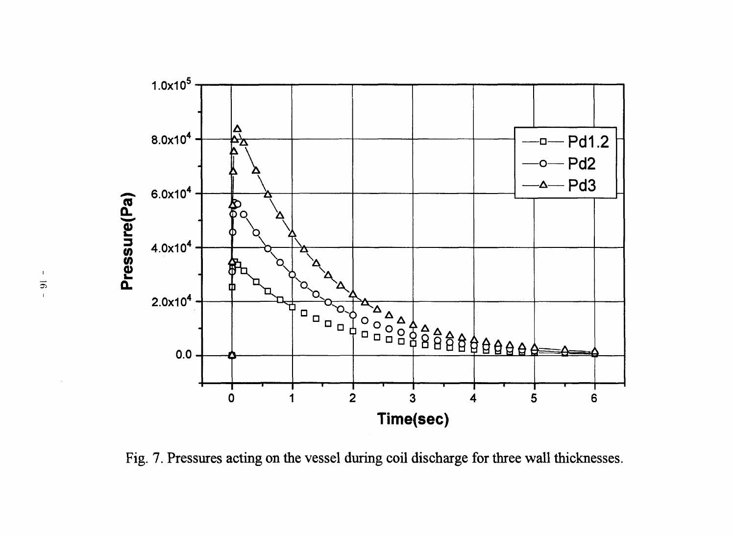Fig. 7. Pressures acting on the vessel during coil discharge for three wall thicknesses.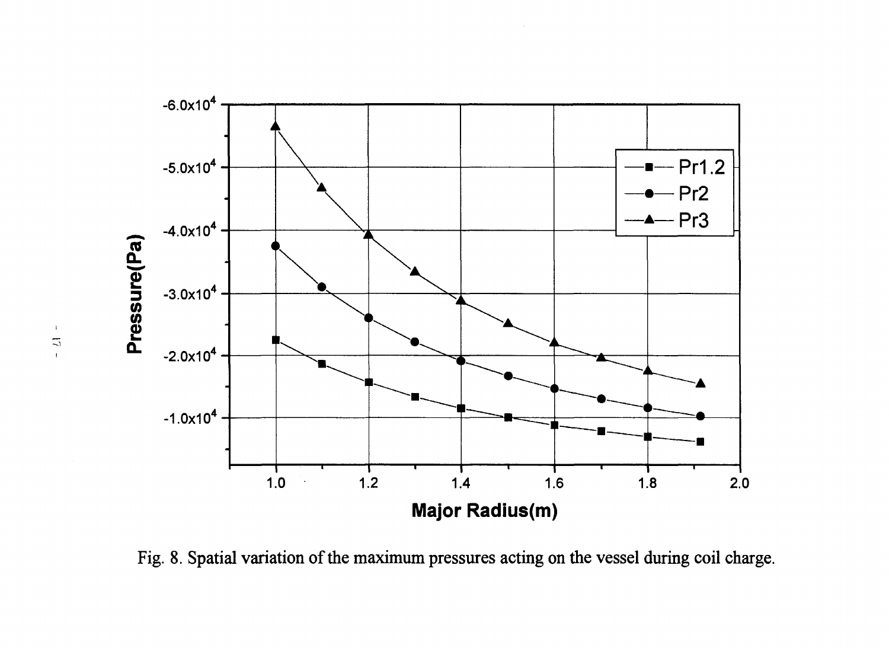Fig. 8. Spatial variation of the maximum pressures acting on the vessel during coil charge.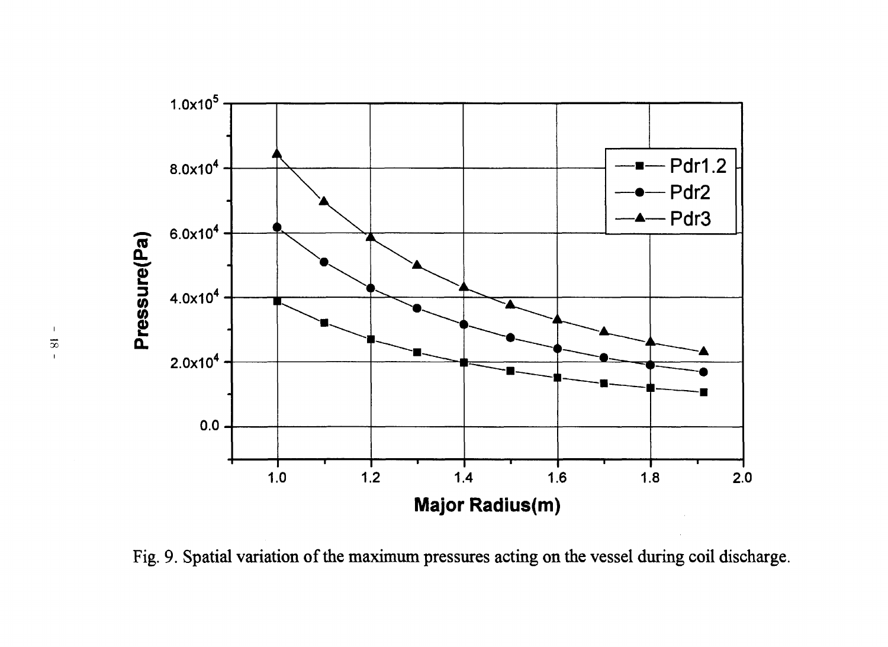Fig. 9. Spatial variation of the maximum pressures acting on the vessel during coil discharge.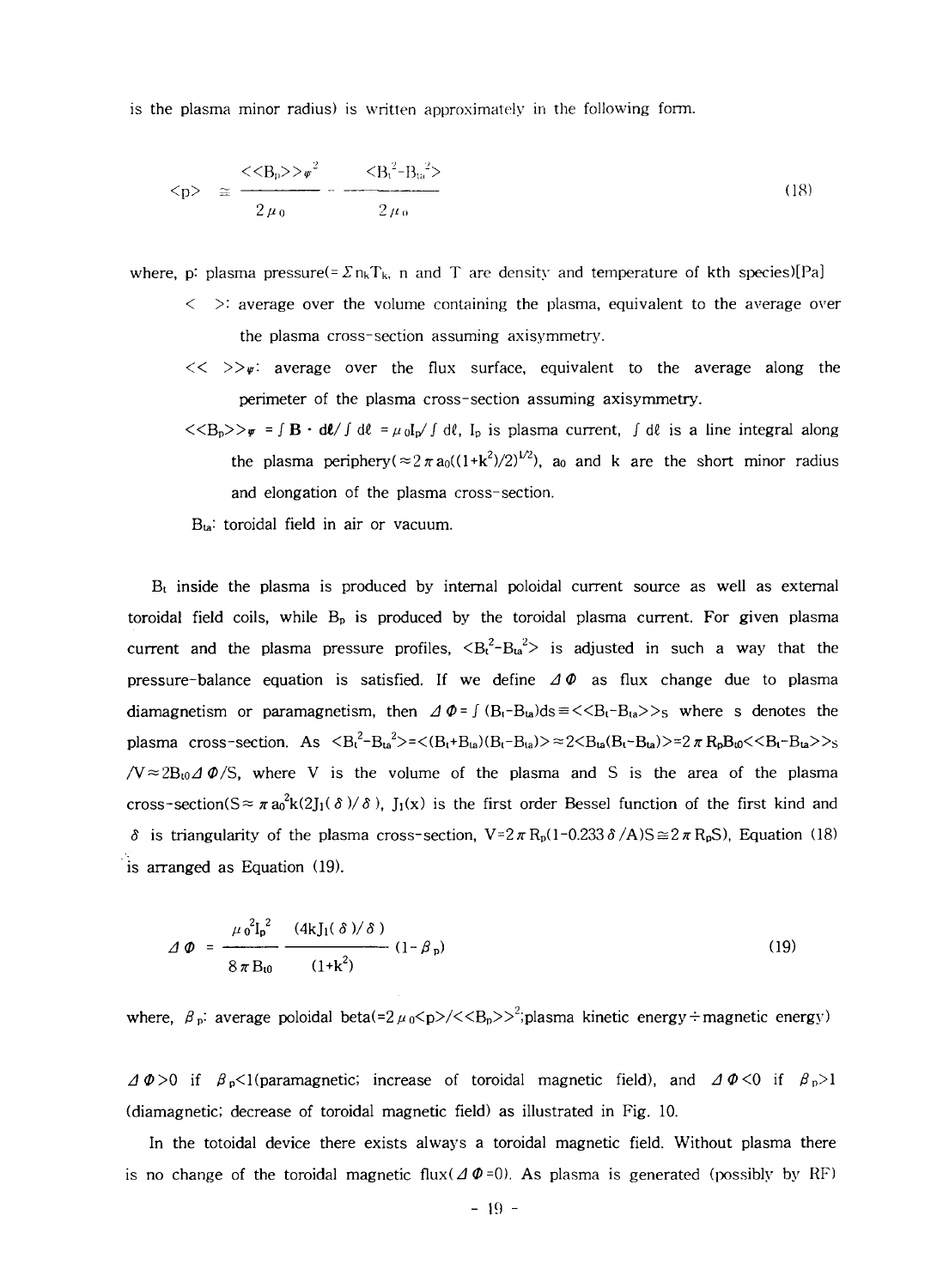is the plasma minor radius) is written approximately in the following form.

$$\langle p \rangle \cong \frac{\langle\langle B_p \rangle\rangle_\psi^{\,2}}{2\mu_0} - \frac{\langle B_t^2 - B_{ta}^2 \rangle}{2\mu_0} \tag{18}$$

where, p: plasma pressure($=\Sigma n_k T_k$, n and T are density and temperature of kth species)[Pa]

- $\langle\ \rangle$: average over the volume containing the plasma, equivalent to the average over the plasma cross-section assuming axisymmetry.
- $\langle\langle\ \rangle\rangle_\psi$: average over the flux surface, equivalent to the average along the perimeter of the plasma cross-section assuming axisymmetry.
- $\langle\langle B_p \rangle\rangle_\psi = \int \mathbf{B}\cdot d\boldsymbol{\ell} / \int d\ell = \mu_0 I_p / \int d\ell$, $I_p$ is plasma current, $\int d\ell$ is a line integral along the plasma periphery($\approx 2\pi a_0((1+k^2)/2)^{1/2}$), $a_0$ and k are the short minor radius and elongation of the plasma cross-section.
- $B_{ta}$: toroidal field in air or vacuum.

$B_t$ inside the plasma is produced by internal poloidal current source as well as external toroidal field coils, while $B_p$ is produced by the toroidal plasma current. For given plasma current and the plasma pressure profiles, $\langle B_t^2 - B_{ta}^2 \rangle$ is adjusted in such a way that the pressure-balance equation is satisfied. If we define $\Delta\Phi$ as flux change due to plasma diamagnetism or paramagnetism, then $\Delta\Phi = \int (B_t - B_{ta})ds \equiv \langle\langle B_t - B_{ta} \rangle\rangle_S$ where s denotes the plasma cross-section. As $\langle B_t^2 - B_{ta}^2 \rangle = \langle (B_t + B_{ta})(B_t - B_{ta}) \rangle \approx 2\langle B_{ta}(B_t - B_{ta}) \rangle = 2\pi R_p B_{t0} \langle\langle B_t - B_{ta} \rangle\rangle_S / V \approx 2B_{t0}\Delta\Phi/S$, where V is the volume of the plasma and S is the area of the plasma cross-section($S \approx \pi a_0^2 k(2J_1(\delta)/\delta)$, $J_1(x)$ is the first order Bessel function of the first kind and $\delta$ is triangularity of the plasma cross-section, $V = 2\pi R_p(1-0.233\delta/A)S \cong 2\pi R_p S$), Equation (18) is arranged as Equation (19).

$$\Delta\Phi = \frac{\mu_0^2 I_p^2}{8\pi B_{t0}} \frac{(4kJ_1(\delta)/\delta)}{(1+k^2)} (1-\beta_p) \tag{19}$$

where, $\beta_p$: average poloidal beta($=2\mu_0\langle p \rangle / \langle\langle B_p \rangle\rangle^2$;plasma kinetic energy÷magnetic energy)

$\Delta\Phi > 0$ if $\beta_p < 1$(paramagnetic; increase of toroidal magnetic field), and $\Delta\Phi < 0$ if $\beta_p > 1$ (diamagnetic; decrease of toroidal magnetic field) as illustrated in Fig. 10.

In the totoidal device there exists always a toroidal magnetic field. Without plasma there is no change of the toroidal magnetic flux($\Delta\Phi = 0$). As plasma is generated (possibly by RF)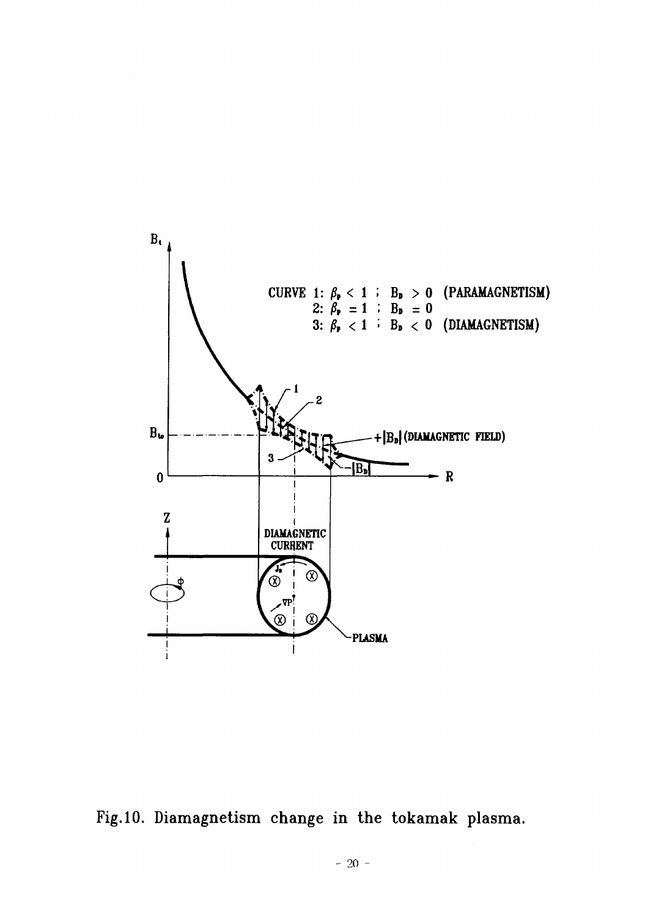Fig.10. Diamagnetism change in the tokamak plasma.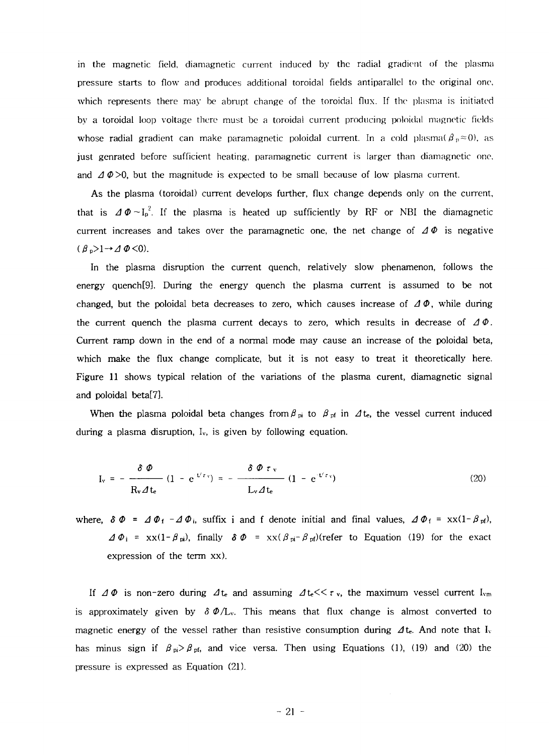in the magnetic field, diamagnetic current induced by the radial gradient of the plasma pressure starts to flow and produces additional toroidal fields antiparallel to the original one, which represents there may be abrupt change of the toroidal flux. If the plasma is initiated by a toroidal loop voltage there must be a toroidal current producing poloidal magnetic fields whose radial gradient can make paramagnetic poloidal current. In a cold plasma($\beta_p \approx 0$), as just genrated before sufficient heating, paramagnetic current is larger than diamagnetic one, and $\Delta\Phi > 0$, but the magnitude is expected to be small because of low plasma current.

As the plasma (toroidal) current develops further, flux change depends only on the current, that is $\Delta\Phi \sim I_p^2$. If the plasma is heated up sufficiently by RF or NBI the diamagnetic current increases and takes over the paramagnetic one, the net change of $\Delta\Phi$ is negative ($\beta_p > 1 \rightarrow \Delta\Phi < 0$).

In the plasma disruption the current quench, relatively slow phenamenon, follows the energy quench[9]. During the energy quench the plasma current is assumed to be not changed, but the poloidal beta decreases to zero, which causes increase of $\Delta\Phi$, while during the current quench the plasma current decays to zero, which results in decrease of $\Delta\Phi$. Current ramp down in the end of a normal mode may cause an increase of the poloidal beta, which make the flux change complicate, but it is not easy to treat it theoretically here. Figure 11 shows typical relation of the variations of the plasma curent, diamagnetic signal and poloidal beta[7].

When the plasma poloidal beta changes from $\beta_{pi}$ to $\beta_{pf}$ in $\Delta t_e$, the vessel current induced during a plasma disruption, $I_v$, is given by following equation.

$$I_v = -\frac{\delta\Phi}{R_v \Delta t_e}(1 - e^{-t/\tau_v}) = -\frac{\delta\Phi\,\tau_v}{L_v \Delta t_e}(1 - e^{-t/\tau_v}) \tag{20}$$

where, $\delta\Phi = \Delta\Phi_f - \Delta\Phi_i$, suffix i and f denote initial and final values, $\Delta\Phi_f = xx(1-\beta_{pf})$, $\Delta\Phi_i = xx(1-\beta_{pi})$, finally $\delta\Phi = xx(\beta_{pi}-\beta_{pf})$(refer to Equation (19) for the exact expression of the term xx).

If $\Delta\Phi$ is non-zero during $\Delta t_e$ and assuming $\Delta t_e << \tau_v$, the maximum vessel current $I_{vm}$ is approximately given by $\delta\Phi/L_v$. This means that flux change is almost converted to magnetic energy of the vessel rather than resistive consumption during $\Delta t_e$. And note that $I_v$ has minus sign if $\beta_{pi} > \beta_{pf}$, and vice versa. Then using Equations (1), (19) and (20) the pressure is expressed as Equation (21).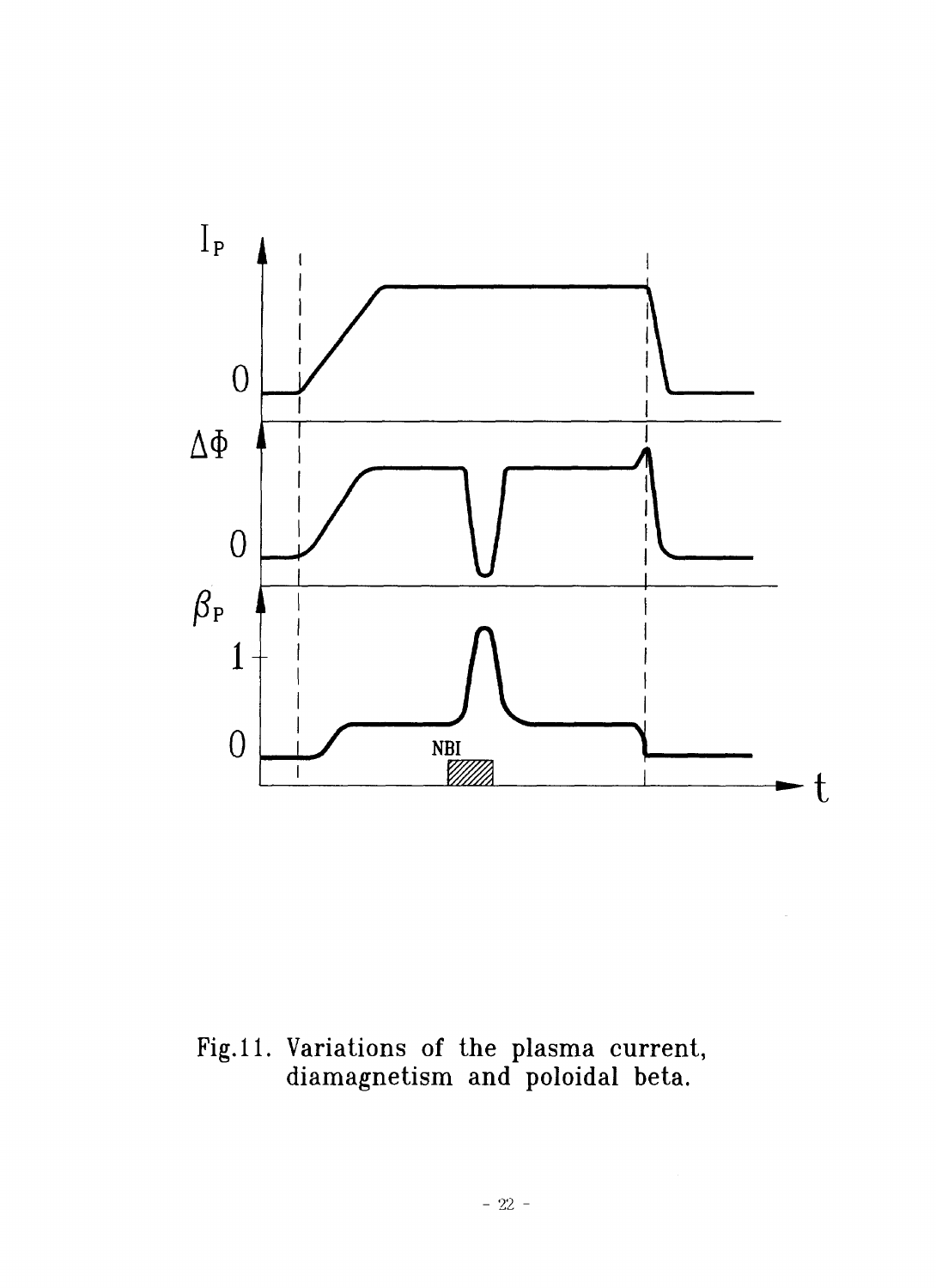Fig.11. Variations of the plasma current, diamagnetism and poloidal beta.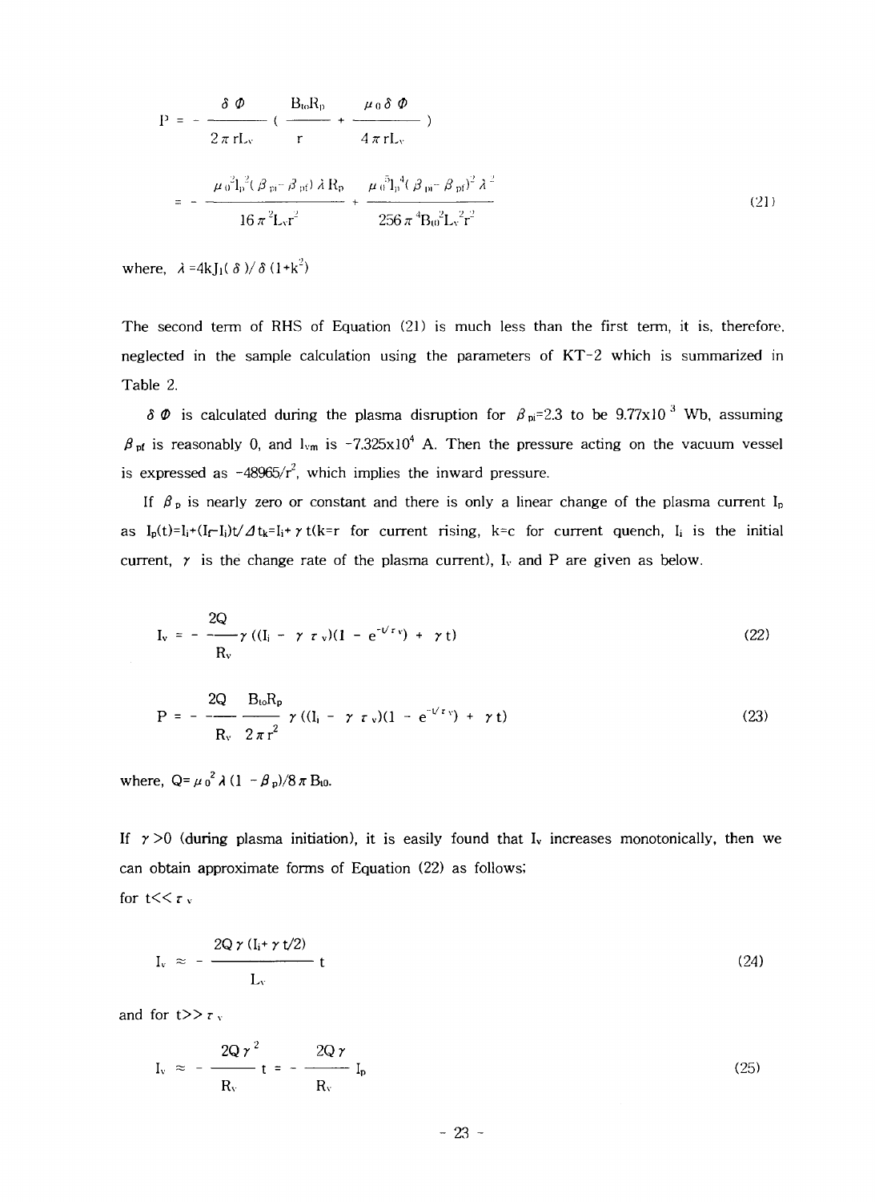$$P = -\frac{\delta \Phi}{2\pi r L_v}\left(\frac{B_{t0}R_p}{r} + \frac{\mu_0 \delta \Phi}{4\pi r L_v}\right)$$

$$= -\frac{\mu_0^2 I_p^2(\beta_{pi} - \beta_{pf})\lambda R_p}{16\pi^2 L_v r^2} + \frac{\mu_0^3 I_p^4(\beta_{pi} - \beta_{pf})^2 \lambda^2}{256\pi^4 B_{t0}^2 L_v^2 r^2} \tag{21}$$

where, $\lambda = 4kJ_1(\delta)/\delta(1+k^2)$

The second term of RHS of Equation (21) is much less than the first term, it is, therefore, neglected in the sample calculation using the parameters of KT-2 which is summarized in Table 2.

$\delta \Phi$ is calculated during the plasma disruption for $\beta_{pi}$=2.3 to be 9.77x10$^{-3}$ Wb, assuming $\beta_{pf}$ is reasonably 0, and $I_{vm}$ is -7.325x10$^4$ A. Then the pressure acting on the vacuum vessel is expressed as $-48965/r^2$, which implies the inward pressure.

If $\beta_p$ is nearly zero or constant and there is only a linear change of the plasma current $I_p$ as $I_p(t)=I_i+(I_f-I_i)t/\Delta t_k=I_i+\gamma t$ (k=r for current rising, k=c for current quench, $I_i$ is the initial current, $\gamma$ is the change rate of the plasma current), $I_v$ and P are given as below.

$$I_v = -\frac{2Q}{R_v}\gamma\left((I_i - \gamma\tau_v)(1 - e^{-t/\tau_v}) + \gamma t\right) \tag{22}$$

$$P = -\frac{2Q}{R_v}\frac{B_{t0}R_p}{2\pi r^2}\gamma\left((I_i - \gamma\tau_v)(1 - e^{-t/\tau_v}) + \gamma t\right) \tag{23}$$

where, $Q = \mu_0^2 \lambda(1 - \beta_p)/8\pi B_{t0}$.

If $\gamma > 0$ (during plasma initiation), it is easily found that $I_v$ increases monotonically, then we can obtain approximate forms of Equation (22) as follows;

for $t \ll \tau_v$

$$I_v \approx -\frac{2Q\gamma(I_i + \gamma t/2)}{L_v}t \tag{24}$$

and for $t \gg \tau_v$

$$I_v \approx -\frac{2Q\gamma^2}{R_v}t = -\frac{2Q\gamma}{R_v}I_p \tag{25}$$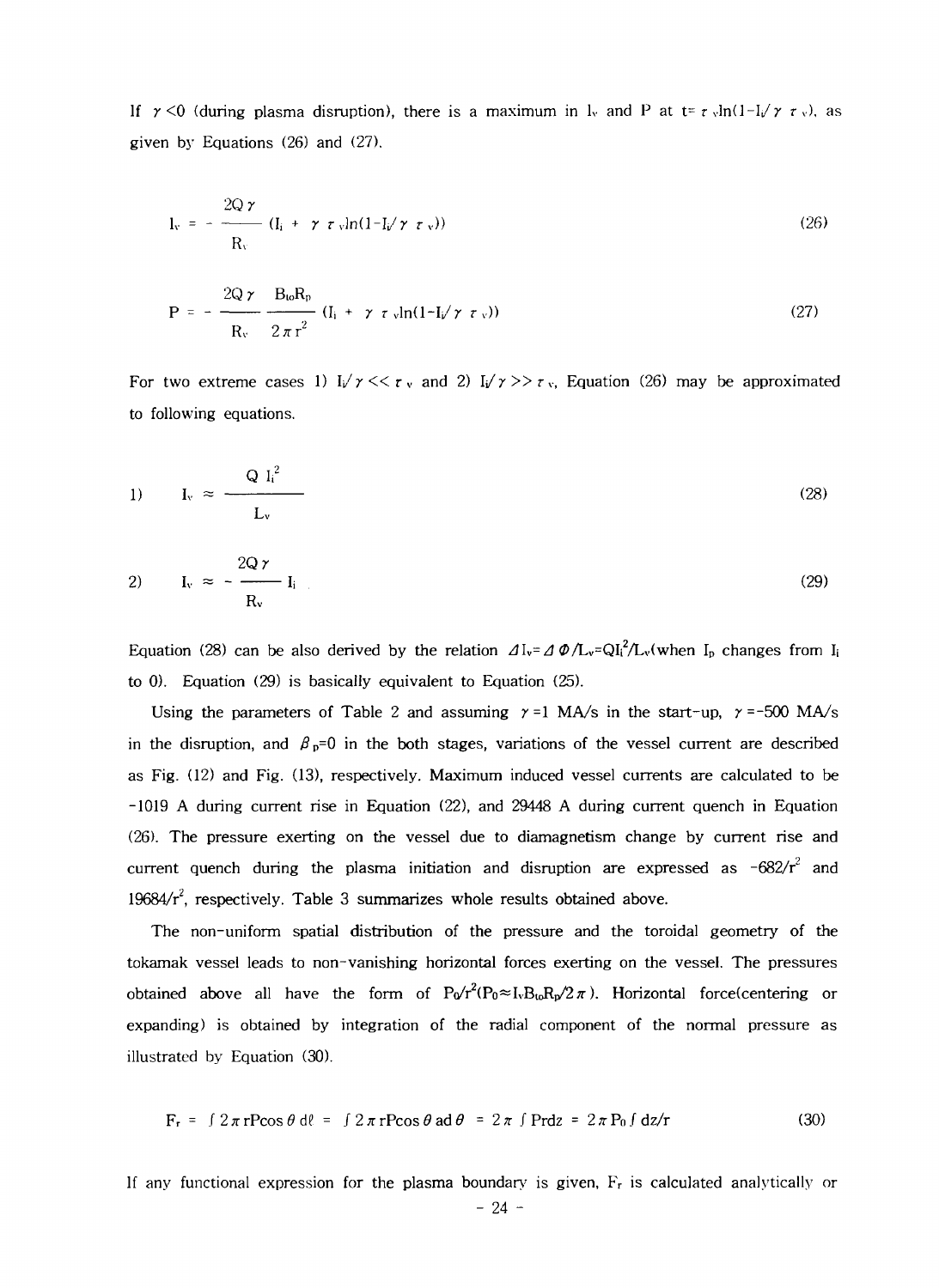If $\gamma < 0$ (during plasma disruption), there is a maximum in $I_v$ and P at $t = \tau_v \ln(1 - I_i/\gamma\tau_v)$, as given by Equations (26) and (27).

$$I_v = -\frac{2Q\gamma}{R_v}(I_i + \gamma\tau_v \ln(1 - I_i/\gamma\tau_v)) \tag{26}$$

$$P = -\frac{2Q\gamma}{R_v}\frac{B_{to}R_p}{2\pi r^2}(I_i + \gamma\tau_v \ln(1 - I_i/\gamma\tau_v)) \tag{27}$$

For two extreme cases 1) $I_i/\gamma << \tau_v$ and 2) $I_i/\gamma >> \tau_v$, Equation (26) may be approximated to following equations.

$$1) \quad I_v \approx \frac{Q I_i^2}{L_v} \tag{28}$$

$$2) \quad I_v \approx -\frac{2Q\gamma}{R_v} I_i \tag{29}$$

Equation (28) can be also derived by the relation $\Delta I_v = \Delta\Phi/L_v = QI_i^2/L_v$(when $I_p$ changes from $I_i$ to 0). Equation (29) is basically equivalent to Equation (25).

Using the parameters of Table 2 and assuming $\gamma$ =1 MA/s in the start-up, $\gamma$ =-500 MA/s in the disruption, and $\beta_p$=0 in the both stages, variations of the vessel current are described as Fig. (12) and Fig. (13), respectively. Maximum induced vessel currents are calculated to be -1019 A during current rise in Equation (22), and 29448 A during current quench in Equation (26). The pressure exerting on the vessel due to diamagnetism change by current rise and current quench during the plasma initiation and disruption are expressed as $-682/r^2$ and $19684/r^2$, respectively. Table 3 summarizes whole results obtained above.

The non-uniform spatial distribution of the pressure and the toroidal geometry of the tokamak vessel leads to non-vanishing horizontal forces exerting on the vessel. The pressures obtained above all have the form of $P_0/r^2$($P_0 \approx I_v B_{to} R_p / 2\pi$). Horizontal force(centering or expanding) is obtained by integration of the radial component of the normal pressure as illustrated by Equation (30).

$$F_r = \int 2\pi r P\cos\theta \, d\ell = \int 2\pi r P\cos\theta \, a d\theta = 2\pi \int Prdz = 2\pi P_0 \int dz/r \tag{30}$$

If any functional expression for the plasma boundary is given, $F_r$ is calculated analytically or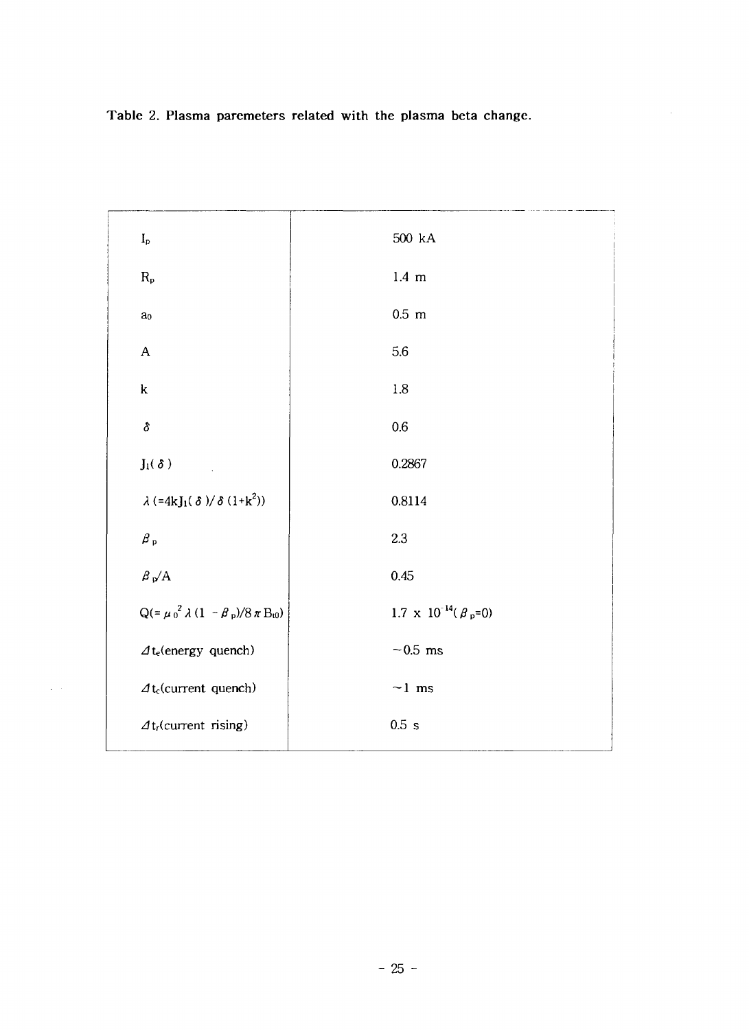**Table 2. Plasma paremeters related with the plasma beta change.**

| | |
|---|---|
| $I_p$ | 500 kA |
| $R_p$ | 1.4 m |
| $a_0$ | 0.5 m |
| A | 5.6 |
| k | 1.8 |
| $\delta$ | 0.6 |
| $J_1(\delta)$ | 0.2867 |
| $\lambda$ $(=4kJ_1(\delta)/\delta(1+k^2))$ | 0.8114 |
| $\beta_p$ | 2.3 |
| $\beta_p/A$ | 0.45 |
| $Q(=\mu_0^2\lambda(1-\beta_p)/8\pi B_{t0})$ | $1.7 \times 10^{-14}(\beta_p=0)$ |
| $\Delta t_e$(energy quench) | ~0.5 ms |
| $\Delta t_c$(current quench) | ~1 ms |
| $\Delta t_r$(current rising) | 0.5 s |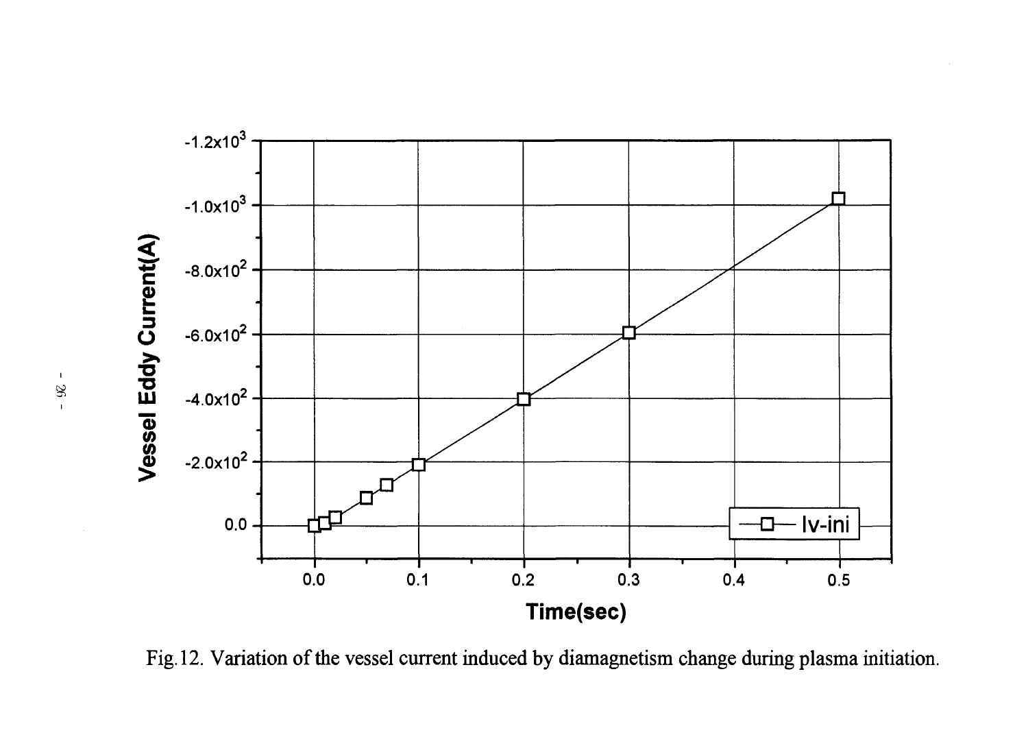Fig.12. Variation of the vessel current induced by diamagnetism change during plasma initiation.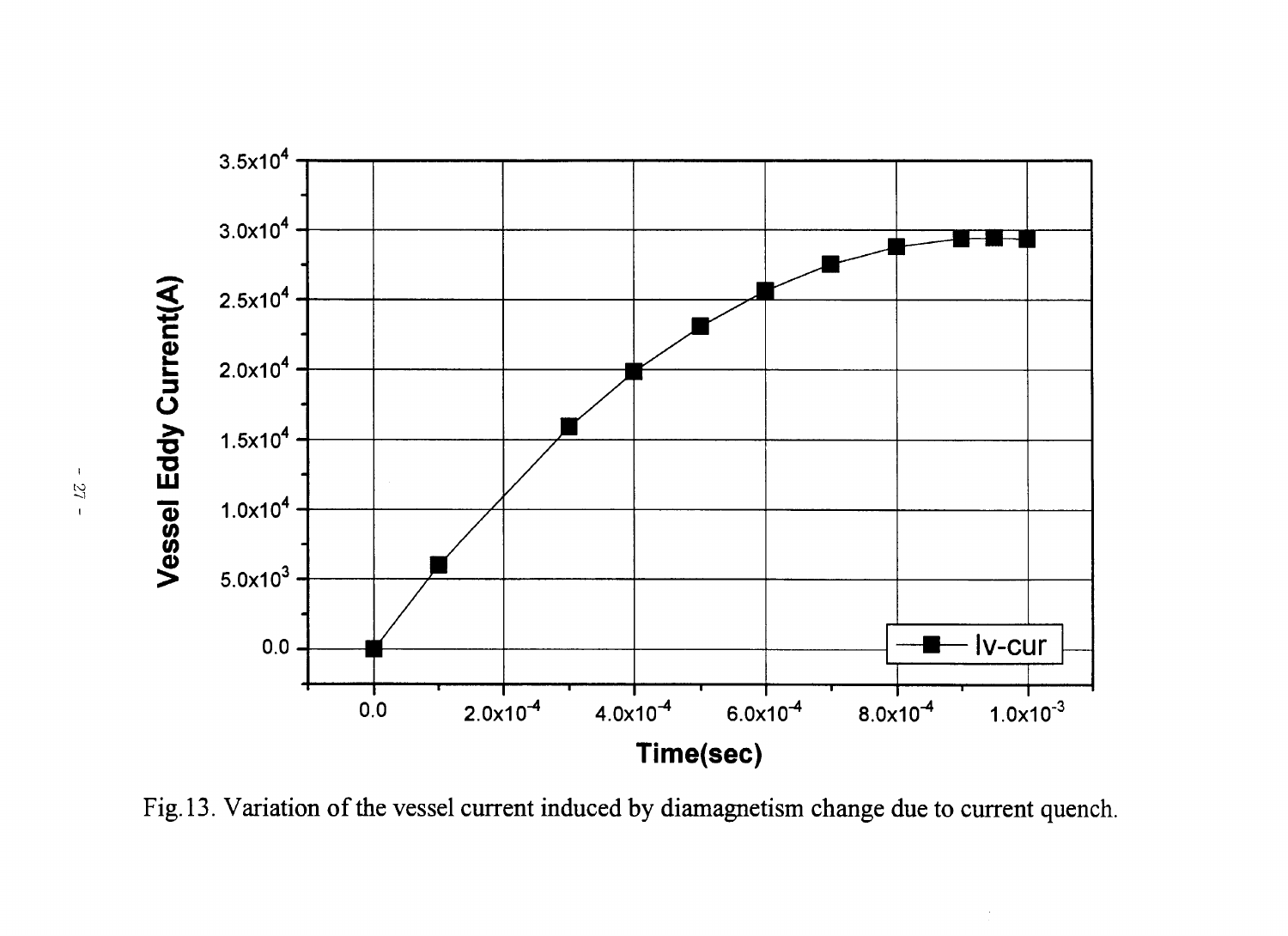Fig.13. Variation of the vessel current induced by diamagnetism change due to current quench.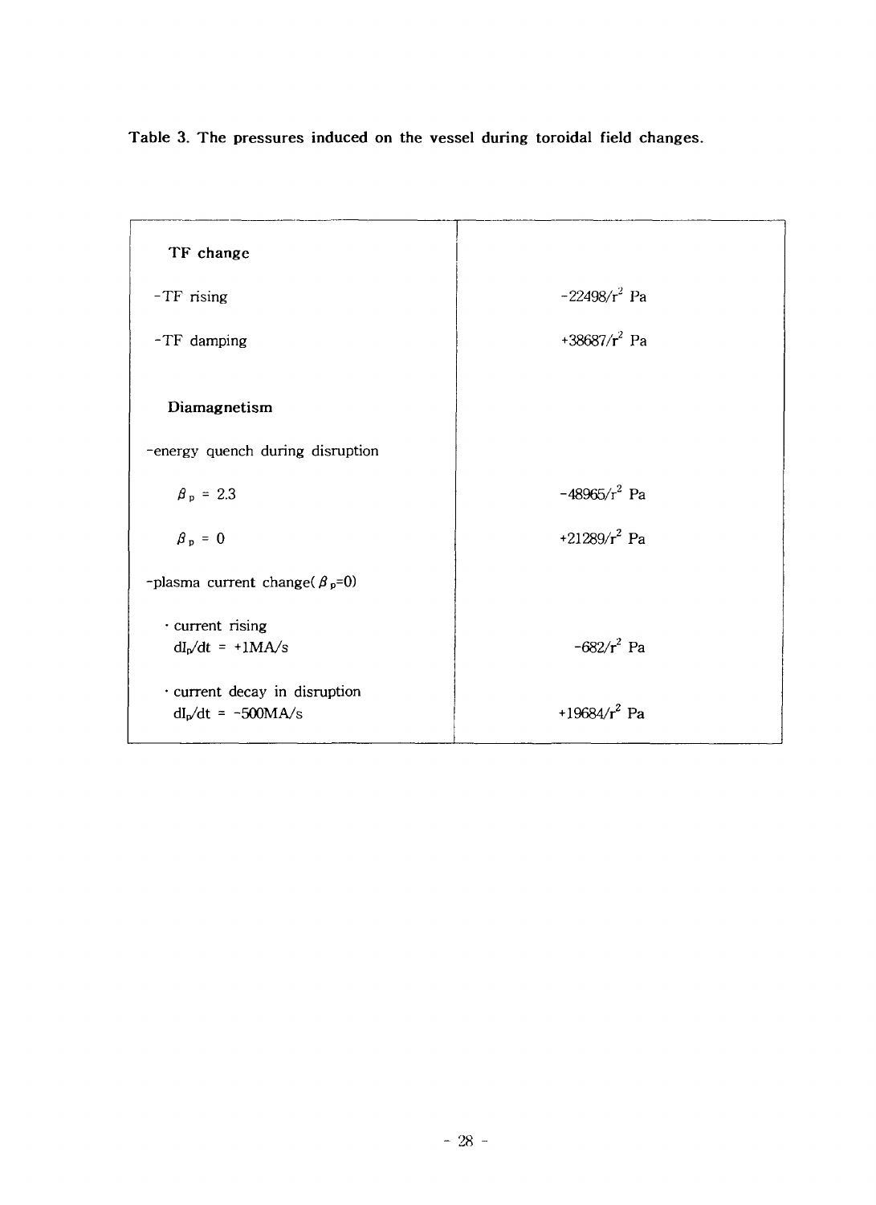**Table 3. The pressures induced on the vessel during toroidal field changes.**

| | |
|---|---|
| **TF change** | |
| -TF rising | $-22498/r^2$ Pa |
| -TF damping | $+38687/r^2$ Pa |
| **Diamagnetism** | |
| -energy quench during disruption | |
| $\beta_p = 2.3$ | $-48965/r^2$ Pa |
| $\beta_p = 0$ | $+21289/r^2$ Pa |
| -plasma current change( $\beta_p$=0) | |
| · current rising $dI_p/dt$ = +1MA/s | $-682/r^2$ Pa |
| · current decay in disruption $dI_p/dt$ = -500MA/s | $+19684/r^2$ Pa |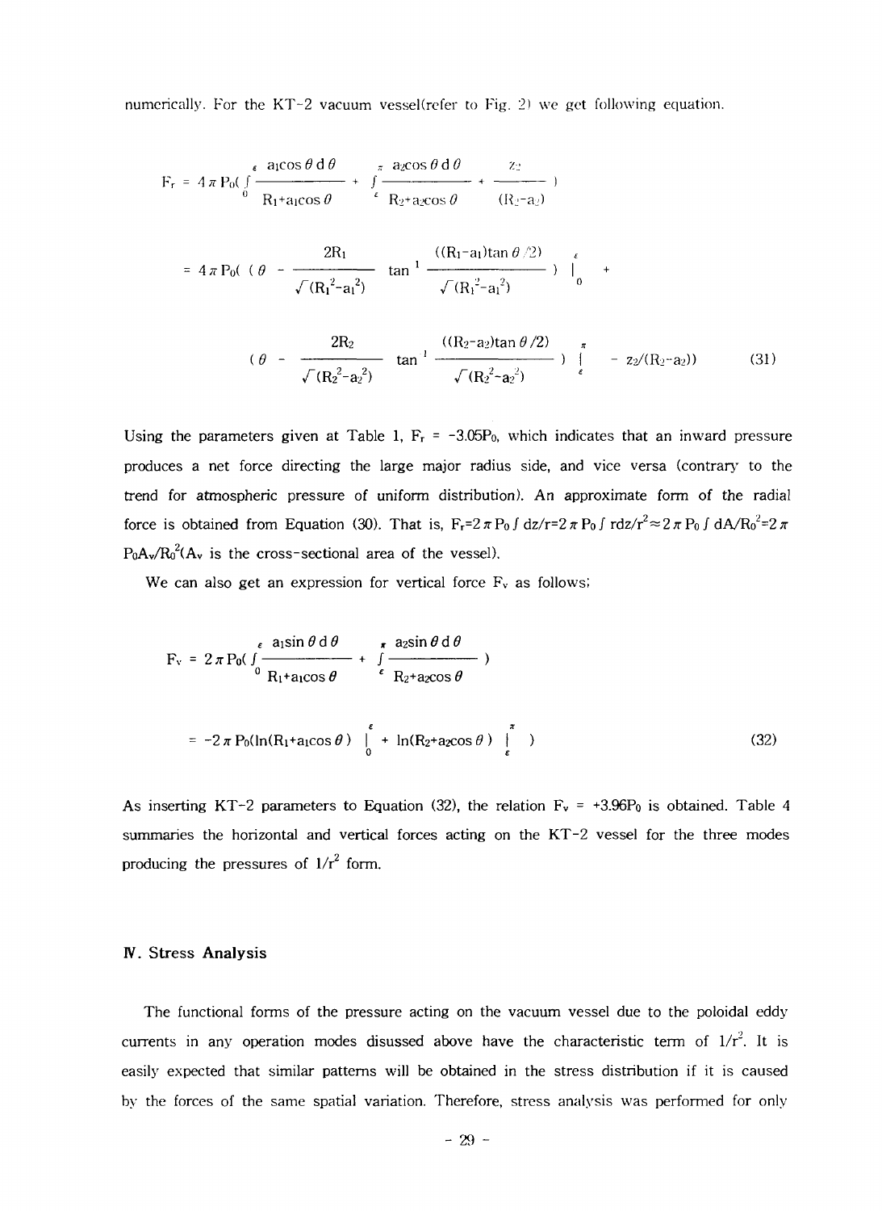numerically. For the KT-2 vacuum vessel(refer to Fig. 2) we get following equation.

$$F_r = 4\pi P_0\left(\int_0^{\varepsilon}\frac{a_1\cos\theta\, d\theta}{R_1+a_1\cos\theta} + \int_{\varepsilon}^{\pi}\frac{a_2\cos\theta\, d\theta}{R_2+a_2\cos\theta} + \frac{z_2}{(R_2-a_2)}\right)$$

$$= 4\pi P_0\left(\left(\theta - \frac{2R_1}{\sqrt{(R_1^2-a_1^2)}}\tan^{-1}\frac{((R_1-a_1)\tan\theta/2)}{\sqrt{(R_1^2-a_1^2)}}\right)\Big|_0^{\varepsilon} + \right.$$

$$\left.\left(\theta - \frac{2R_2}{\sqrt{(R_2^2-a_2^2)}}\tan^{-1}\frac{((R_2-a_2)\tan\theta/2)}{\sqrt{(R_2^2-a_2^2)}}\right)\Big|_{\varepsilon}^{\pi} - z_2/(R_2-a_2)\right) \tag{31}$$

Using the parameters given at Table 1, $F_r = -3.05P_0$, which indicates that an inward pressure produces a net force directing the large major radius side, and vice versa (contrary to the trend for atmospheric pressure of uniform distribution). An approximate form of the radial force is obtained from Equation (30). That is, $F_r = 2\pi P_0 \int dz/r = 2\pi P_0 \int r dz/r^2 \approx 2\pi P_0 \int dA/R_0^2 = 2\pi P_0 A_v/R_0^2$ ($A_v$ is the cross-sectional area of the vessel).

We can also get an expression for vertical force $F_v$ as follows;

$$F_v = 2\pi P_0\left(\int_0^{\varepsilon}\frac{a_1\sin\theta\, d\theta}{R_1+a_1\cos\theta} + \int_{\varepsilon}^{\pi}\frac{a_2\sin\theta\, d\theta}{R_2+a_2\cos\theta}\right)$$

$$= -2\pi P_0\left(\ln(R_1+a_1\cos\theta)\Big|_0^{\varepsilon} + \ln(R_2+a_2\cos\theta)\Big|_{\varepsilon}^{\pi}\right) \tag{32}$$

As inserting KT-2 parameters to Equation (32), the relation $F_v = +3.96P_0$ is obtained. Table 4 summaries the horizontal and vertical forces acting on the KT-2 vessel for the three modes producing the pressures of $1/r^2$ form.

## IV. Stress Analysis

The functional forms of the pressure acting on the vacuum vessel due to the poloidal eddy currents in any operation modes disussed above have the characteristic term of $1/r^2$. It is easily expected that similar patterns will be obtained in the stress distribution if it is caused by the forces of the same spatial variation. Therefore, stress analysis was performed for only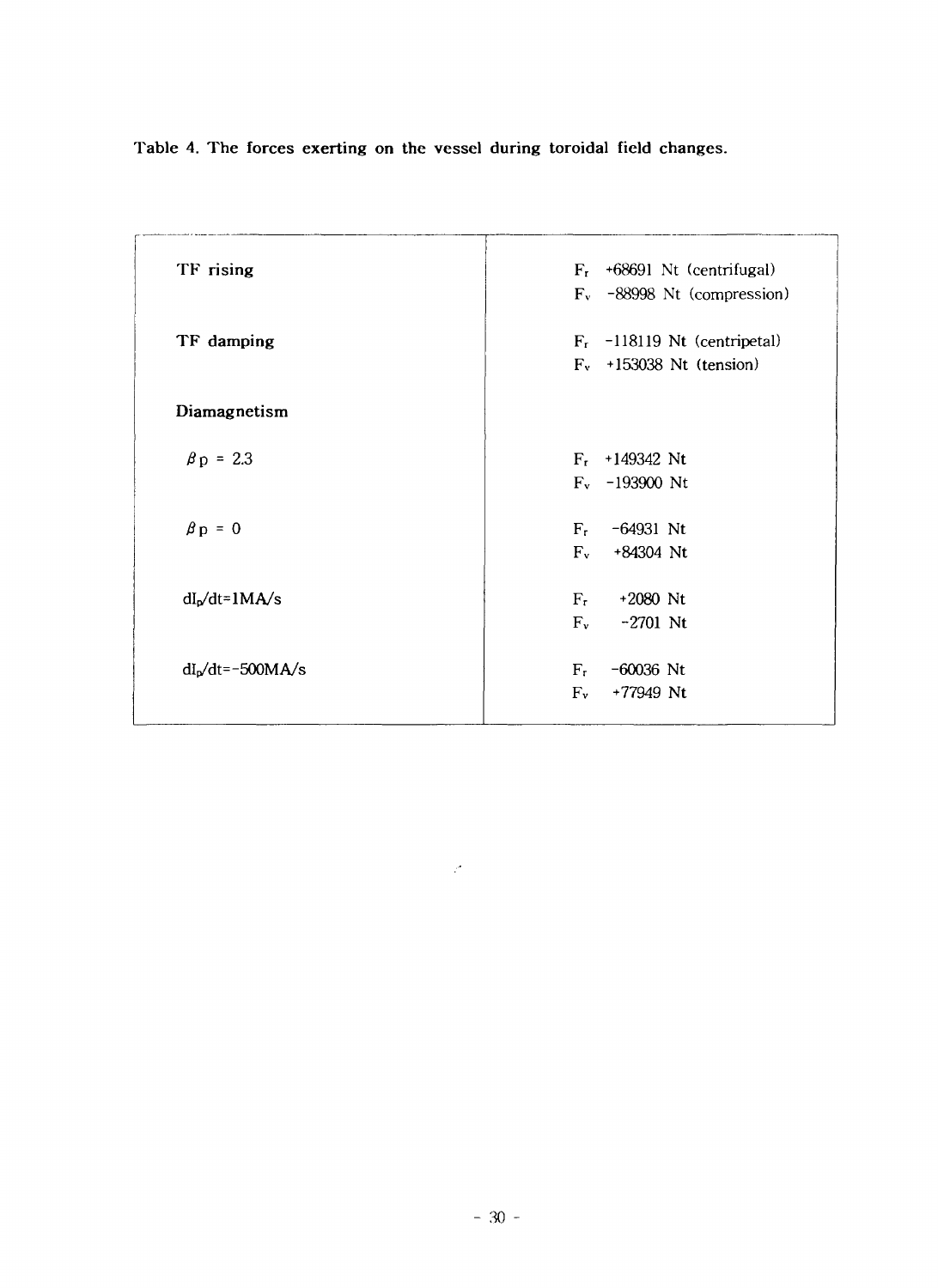**Table 4. The forces exerting on the vessel during toroidal field changes.**

| | |
|---|---|
| TF rising | $F_r$ +68691 Nt (centrifugal)<br>$F_v$ -88998 Nt (compression) |
| TF damping | $F_r$ -118119 Nt (centripetal)<br>$F_v$ +153038 Nt (tension) |
| Diamagnetism | |
| $\beta p$ = 2.3 | $F_r$ +149342 Nt<br>$F_v$ -193900 Nt |
| $\beta p$ = 0 | $F_r$ -64931 Nt<br>$F_v$ +84304 Nt |
| $dI_p/dt$=1MA/s | $F_r$ +2080 Nt<br>$F_v$ -2701 Nt |
| $dI_p/dt$=-500MA/s | $F_r$ -60036 Nt<br>$F_v$ +77949 Nt |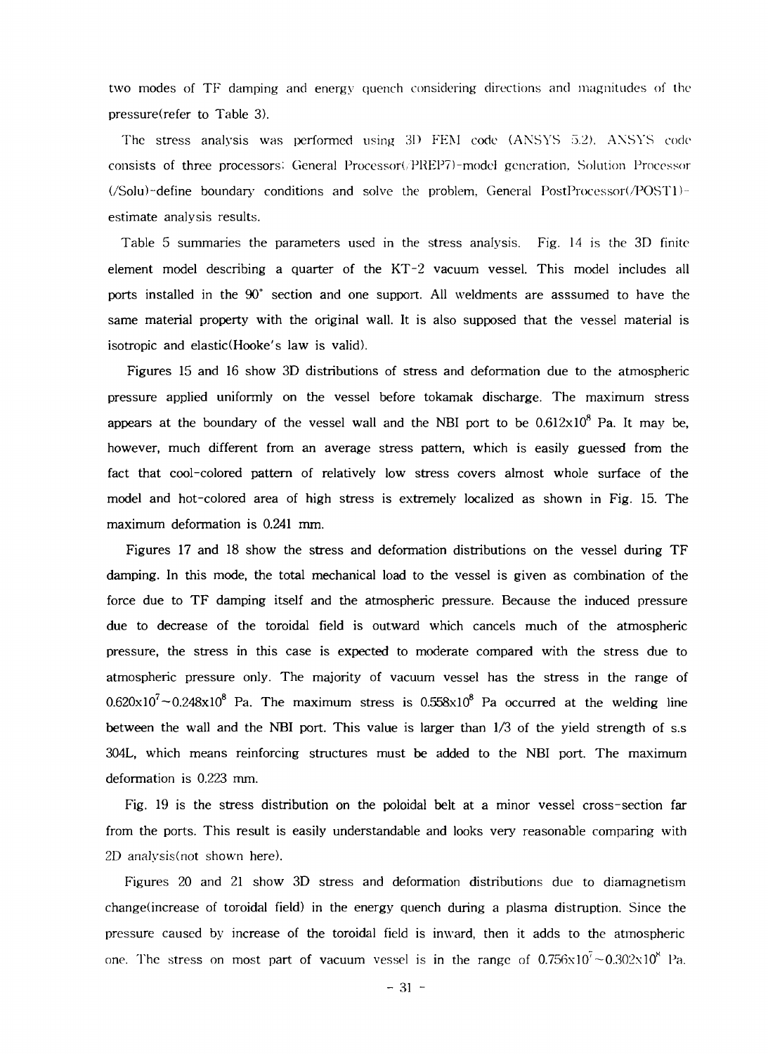two modes of TF damping and energy quench considering directions and magnitudes of the pressure(refer to Table 3).

The stress analysis was performed using 3D FEM code (ANSYS 5.2). ANSYS code consists of three processors; General Processor(/PREP7)-model generation, Solution Processor (/Solu)-define boundary conditions and solve the problem, General PostProcessor(/POST1)-estimate analysis results.

Table 5 summaries the parameters used in the stress analysis. Fig. 14 is the 3D finite element model describing a quarter of the KT-2 vacuum vessel. This model includes all ports installed in the 90° section and one support. All weldments are asssumed to have the same material property with the original wall. It is also supposed that the vessel material is isotropic and elastic(Hooke's law is valid).

Figures 15 and 16 show 3D distributions of stress and deformation due to the atmospheric pressure applied uniformly on the vessel before tokamak discharge. The maximum stress appears at the boundary of the vessel wall and the NBI port to be $0.612 \times 10^{8}$ Pa. It may be, however, much different from an average stress pattern, which is easily guessed from the fact that cool-colored pattern of relatively low stress covers almost whole surface of the model and hot-colored area of high stress is extremely localized as shown in Fig. 15. The maximum deformation is 0.241 mm.

Figures 17 and 18 show the stress and deformation distributions on the vessel during TF damping. In this mode, the total mechanical load to the vessel is given as combination of the force due to TF damping itself and the atmospheric pressure. Because the induced pressure due to decrease of the toroidal field is outward which cancels much of the atmospheric pressure, the stress in this case is expected to moderate compared with the stress due to atmospheric pressure only. The majority of vacuum vessel has the stress in the range of $0.620 \times 10^{7} \sim 0.248 \times 10^{8}$ Pa. The maximum stress is $0.558 \times 10^{8}$ Pa occurred at the welding line between the wall and the NBI port. This value is larger than 1/3 of the yield strength of s.s 304L, which means reinforcing structures must be added to the NBI port. The maximum deformation is 0.223 mm.

Fig. 19 is the stress distribution on the poloidal belt at a minor vessel cross-section far from the ports. This result is easily understandable and looks very reasonable comparing with 2D analysis(not shown here).

Figures 20 and 21 show 3D stress and deformation distributions due to diamagnetism change(increase of toroidal field) in the energy quench during a plasma distruption. Since the pressure caused by increase of the toroidal field is inward, then it adds to the atmospheric one. The stress on most part of vacuum vessel is in the range of $0.756 \times 10^{7} \sim 0.302 \times 10^{8}$ Pa.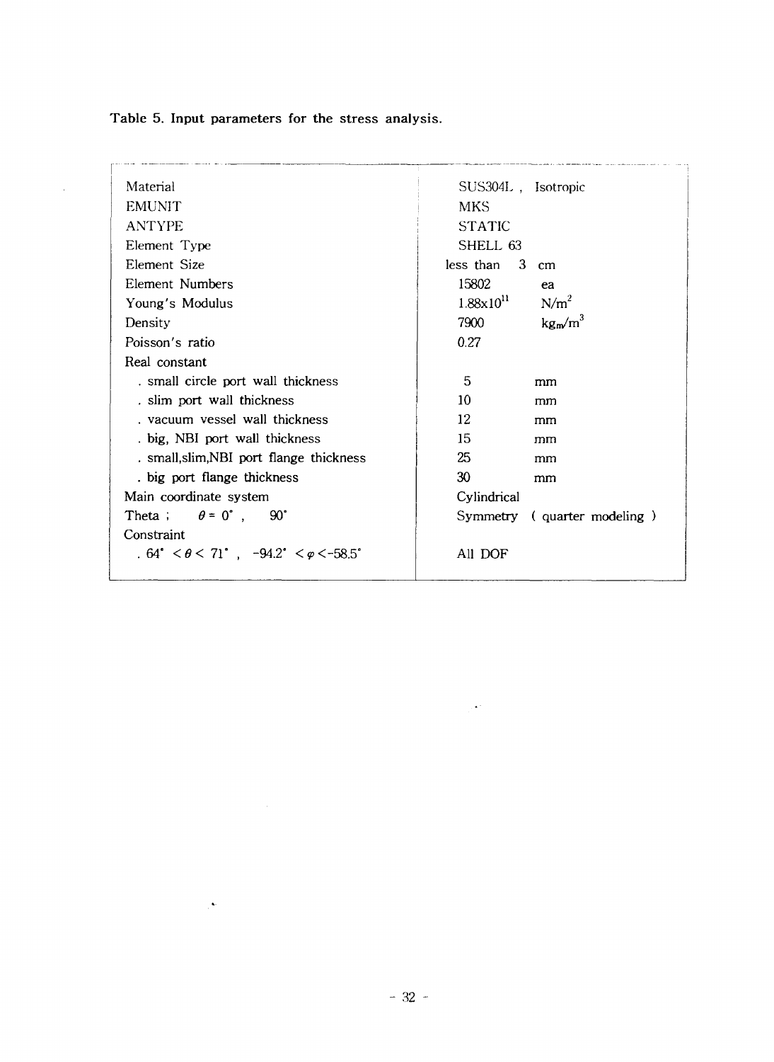**Table 5. Input parameters for the stress analysis.**

| | |
|---|---|
| Material | SUS304L , Isotropic |
| EMUNIT | MKS |
| ANTYPE | STATIC |
| Element Type | SHELL 63 |
| Element Size | less than 3 cm |
| Element Numbers | 15802 ea |
| Young's Modulus | $1.88 \times 10^{11}$ $N/m^2$ |
| Density | 7900 $kg_m/m^3$ |
| Poisson's ratio | 0.27 |
| Real constant | |
| . small circle port wall thickness | 5 mm |
| . slim port wall thickness | 10 mm |
| . vacuum vessel wall thickness | 12 mm |
| . big, NBI port wall thickness | 15 mm |
| . small,slim,NBI port flange thickness | 25 mm |
| . big port flange thickness | 30 mm |
| Main coordinate system | Cylindrical |
| Theta ; $\theta = 0^\circ$ , $90^\circ$ | Symmetry ( quarter modeling ) |
| Constraint | |
| . $64^\circ < \theta < 71^\circ$ , $-94.2^\circ < \varphi < -58.5^\circ$ | All DOF |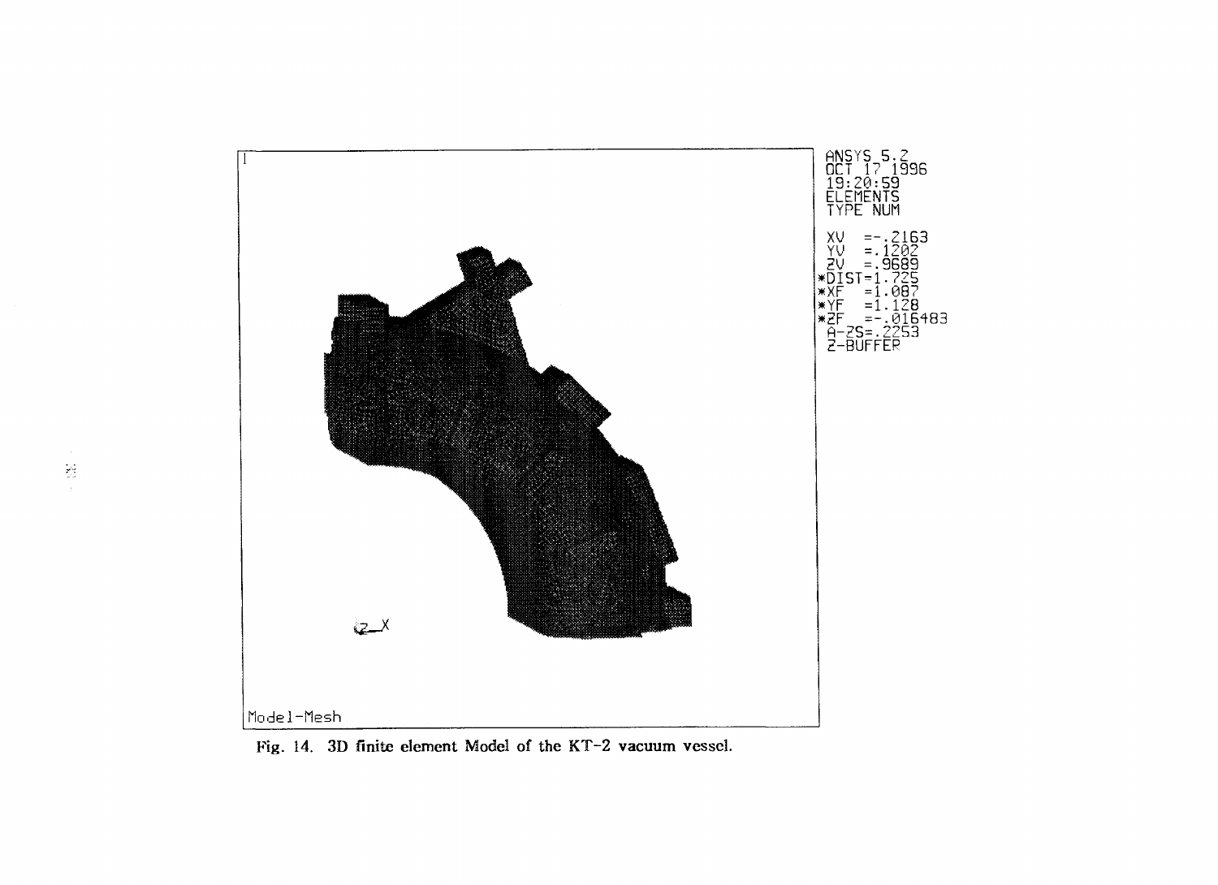Fig. 14. 3D finite element Model of the KT-2 vacuum vessel.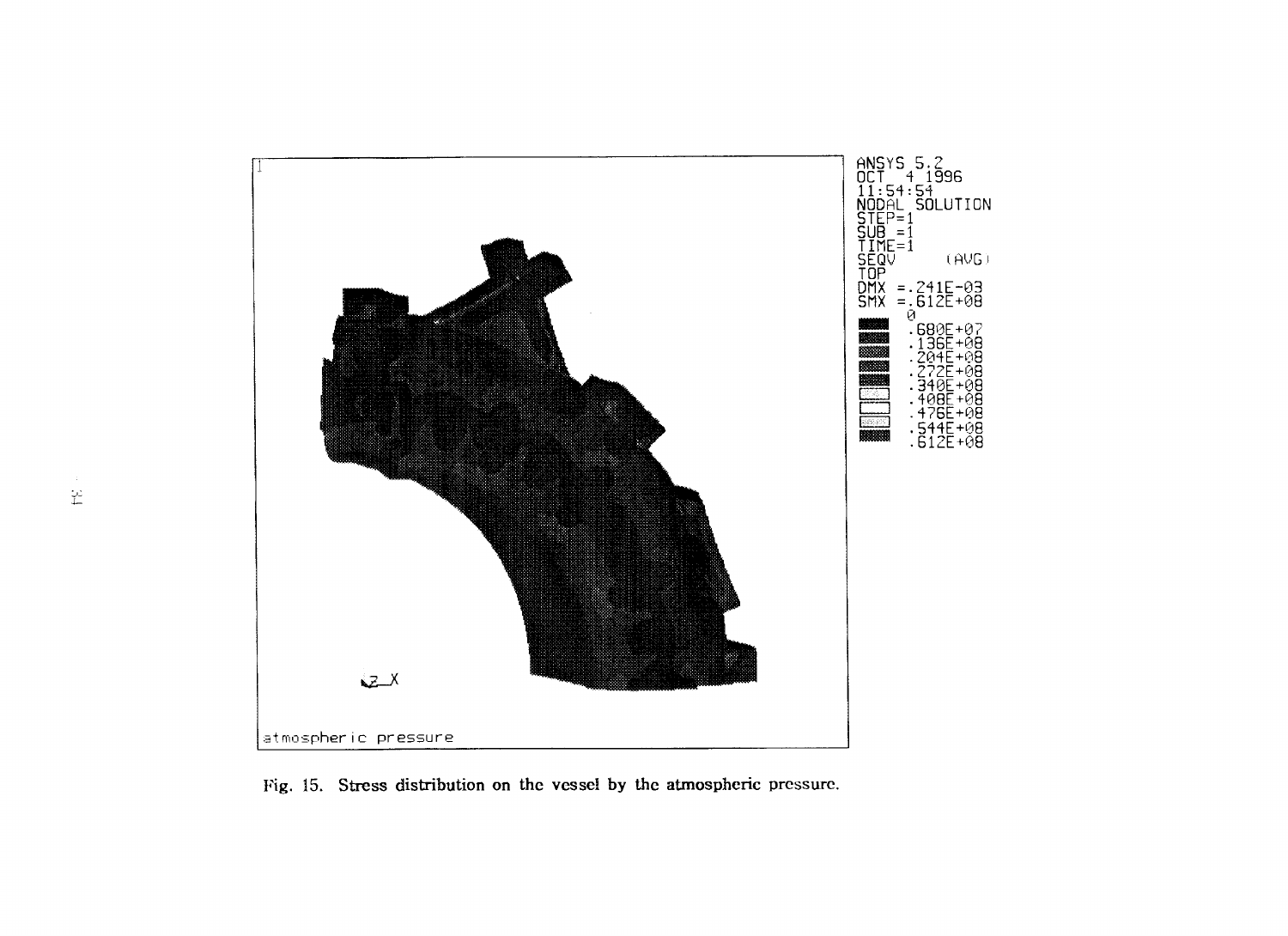Fig. 15. Stress distribution on the vessel by the atmospheric pressure.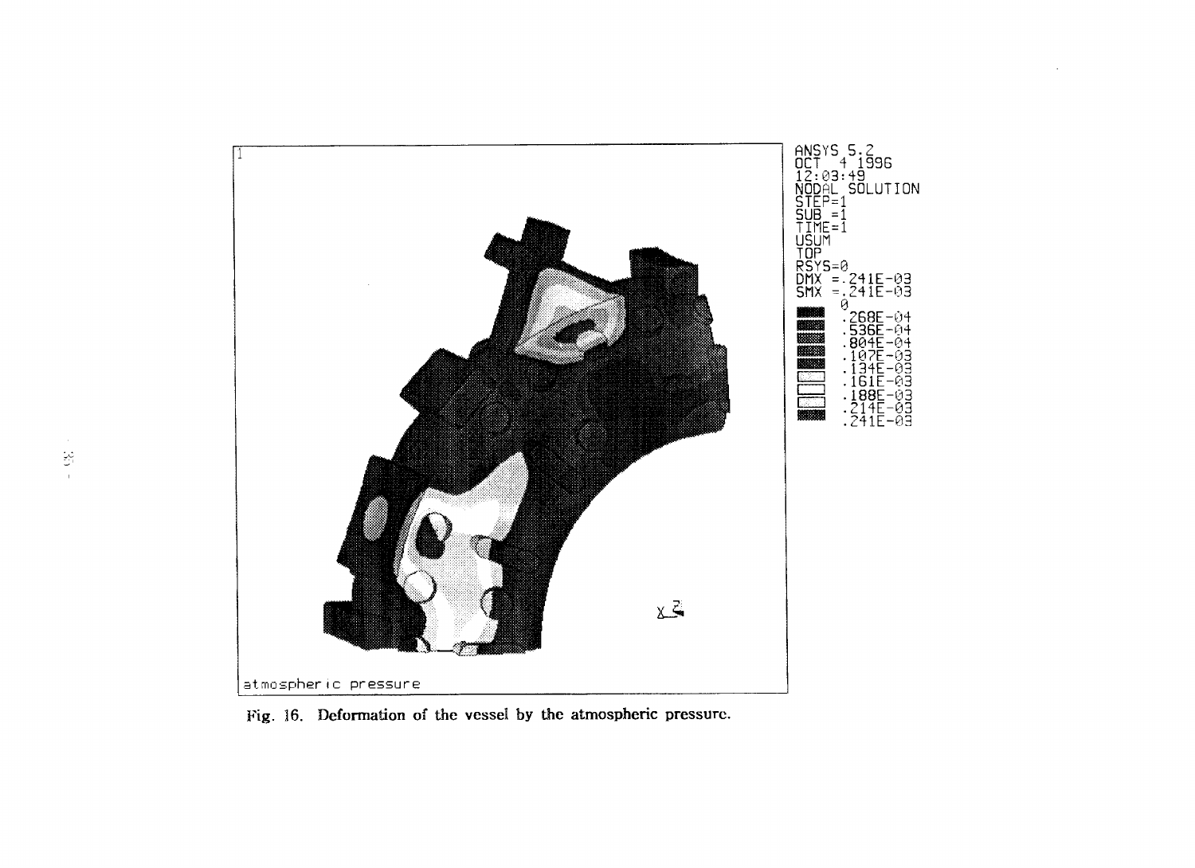Fig. 16. Deformation of the vessel by the atmospheric pressure.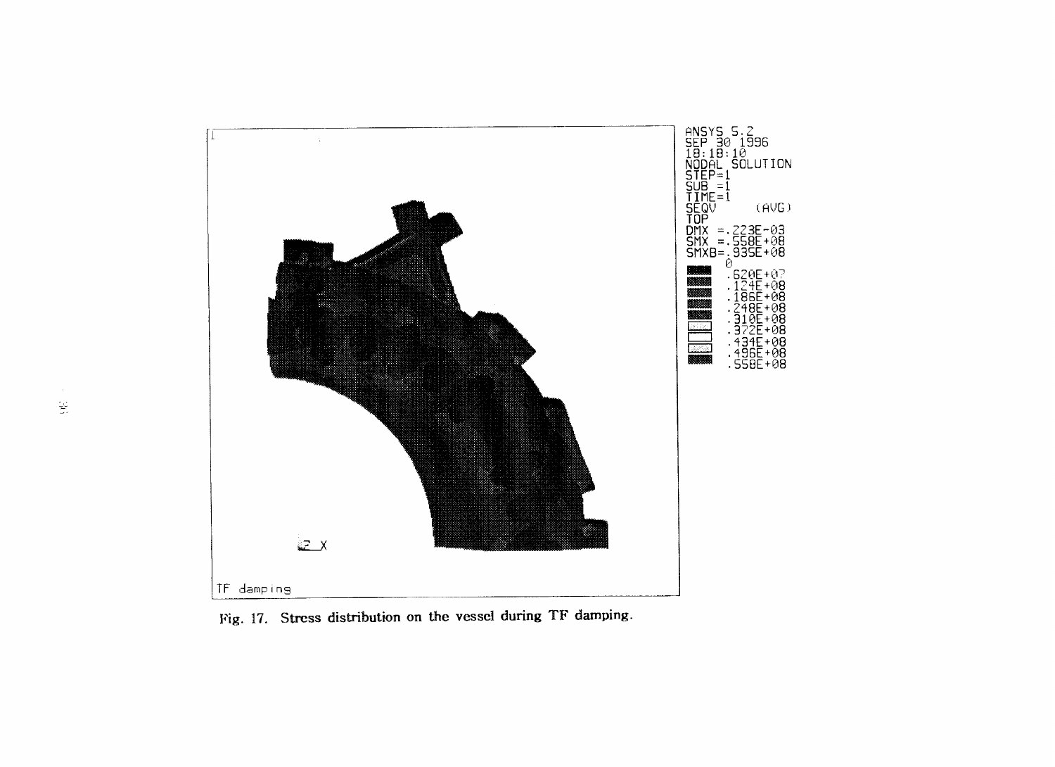Fig. 17. Stress distribution on the vessel during TF damping.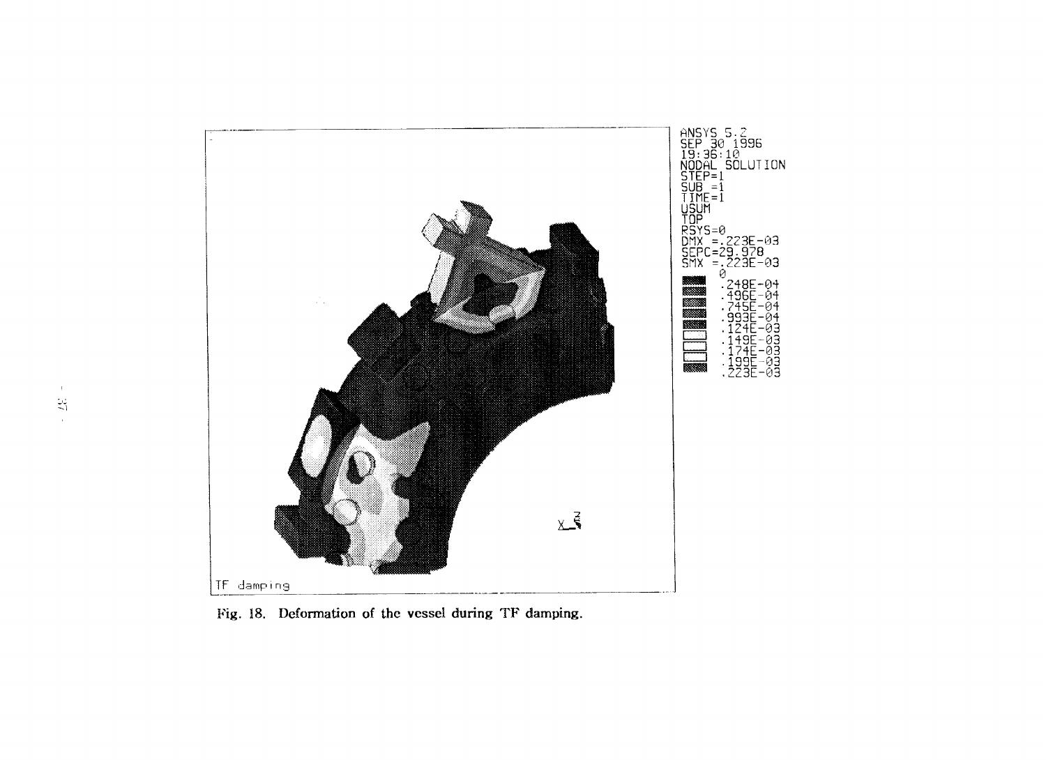Fig. 18. Deformation of the vessel during TF damping.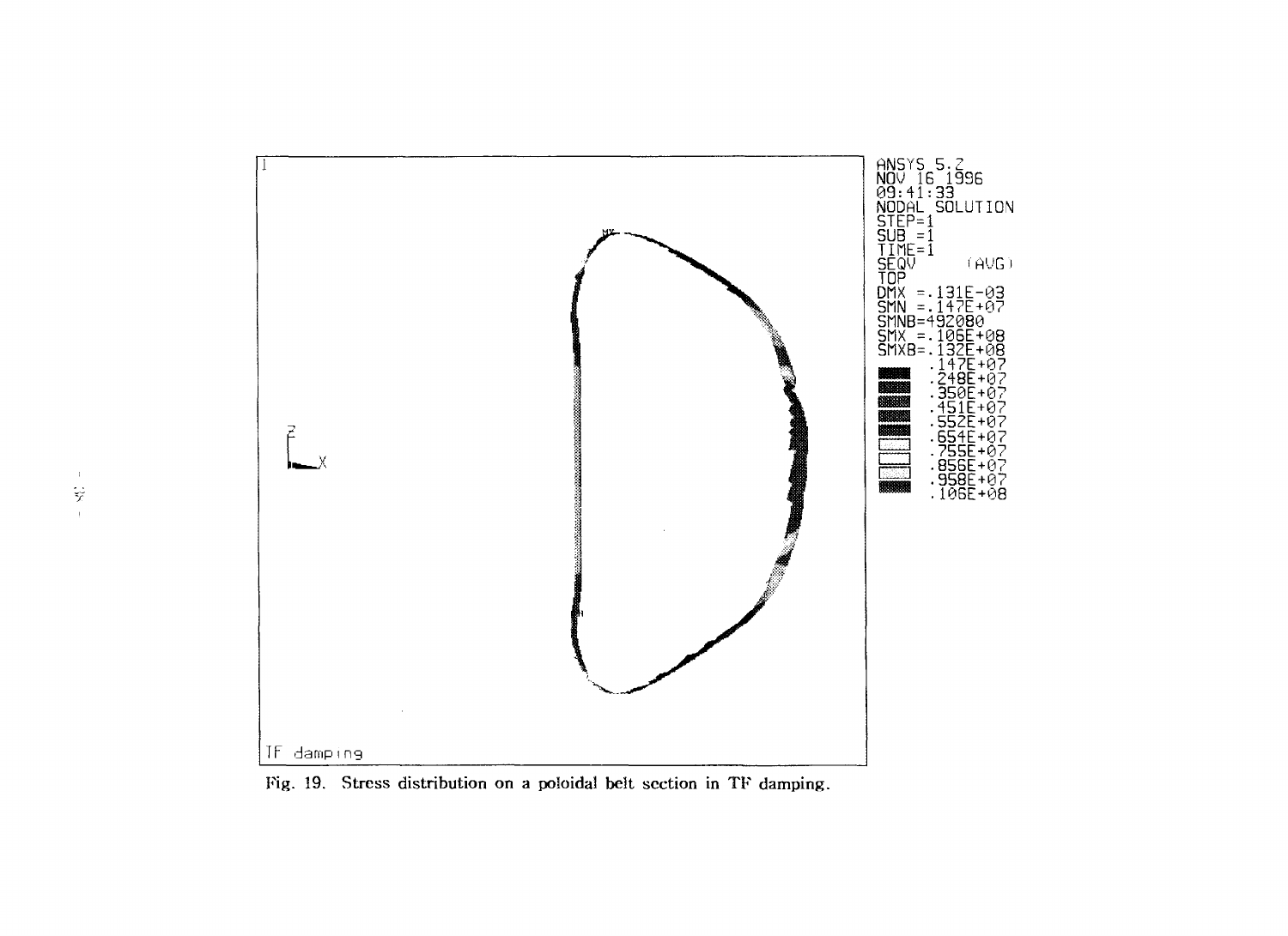Fig. 19. Stress distribution on a poloidal belt section in TF damping.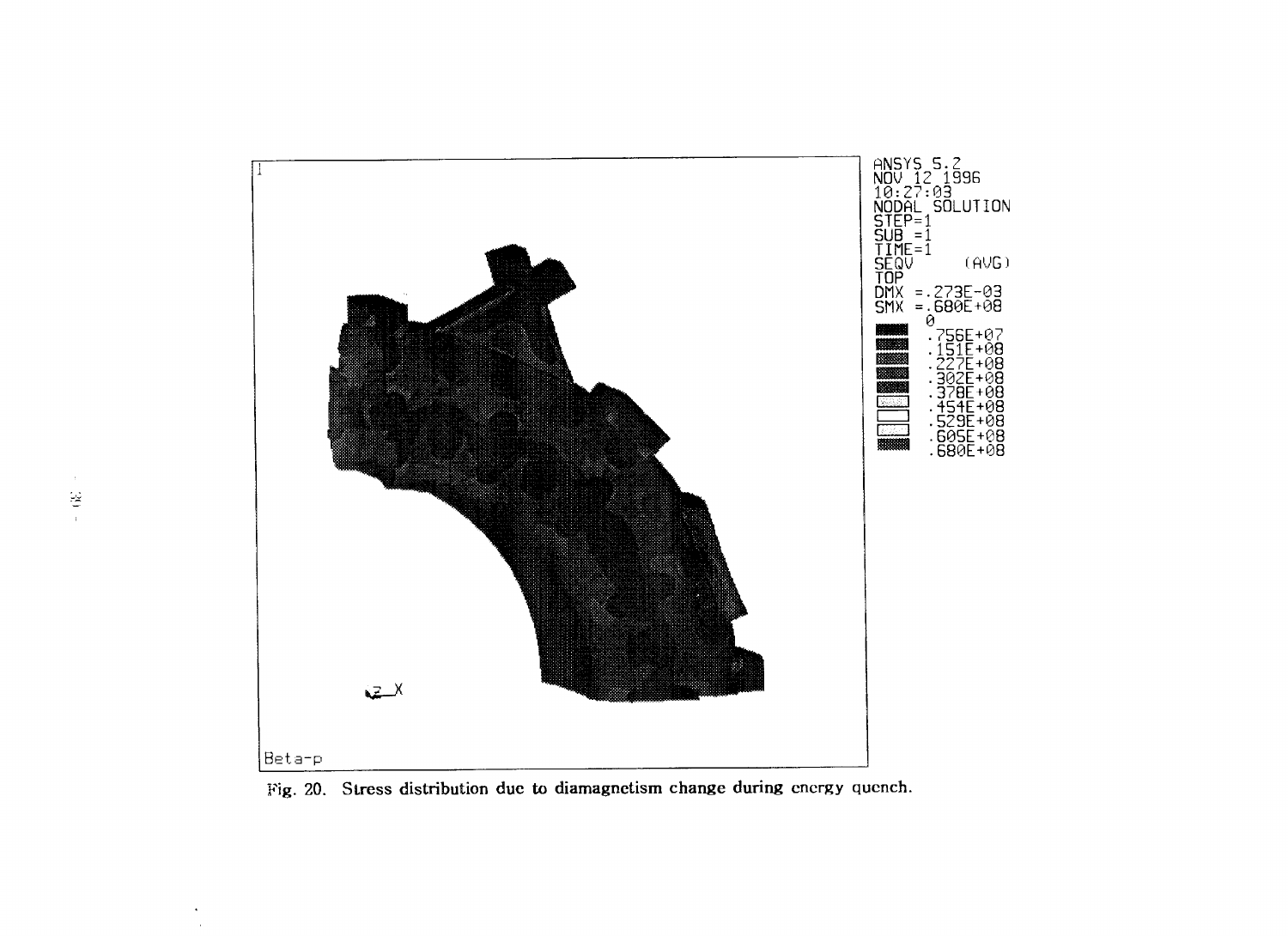Fig. 20. Stress distribution due to diamagnetism change during energy quench.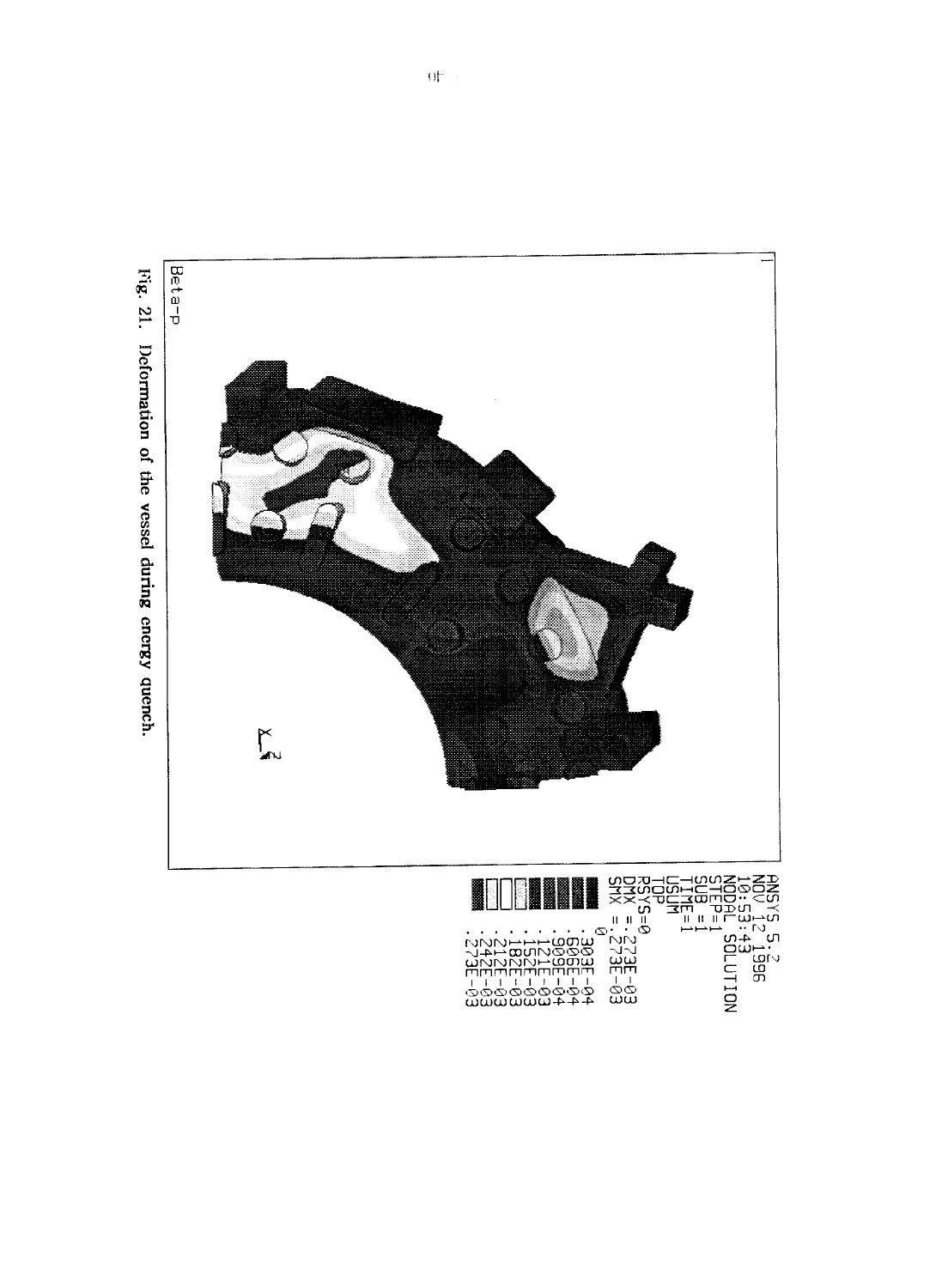Fig. 21. Deformation of the vessel during energy quench.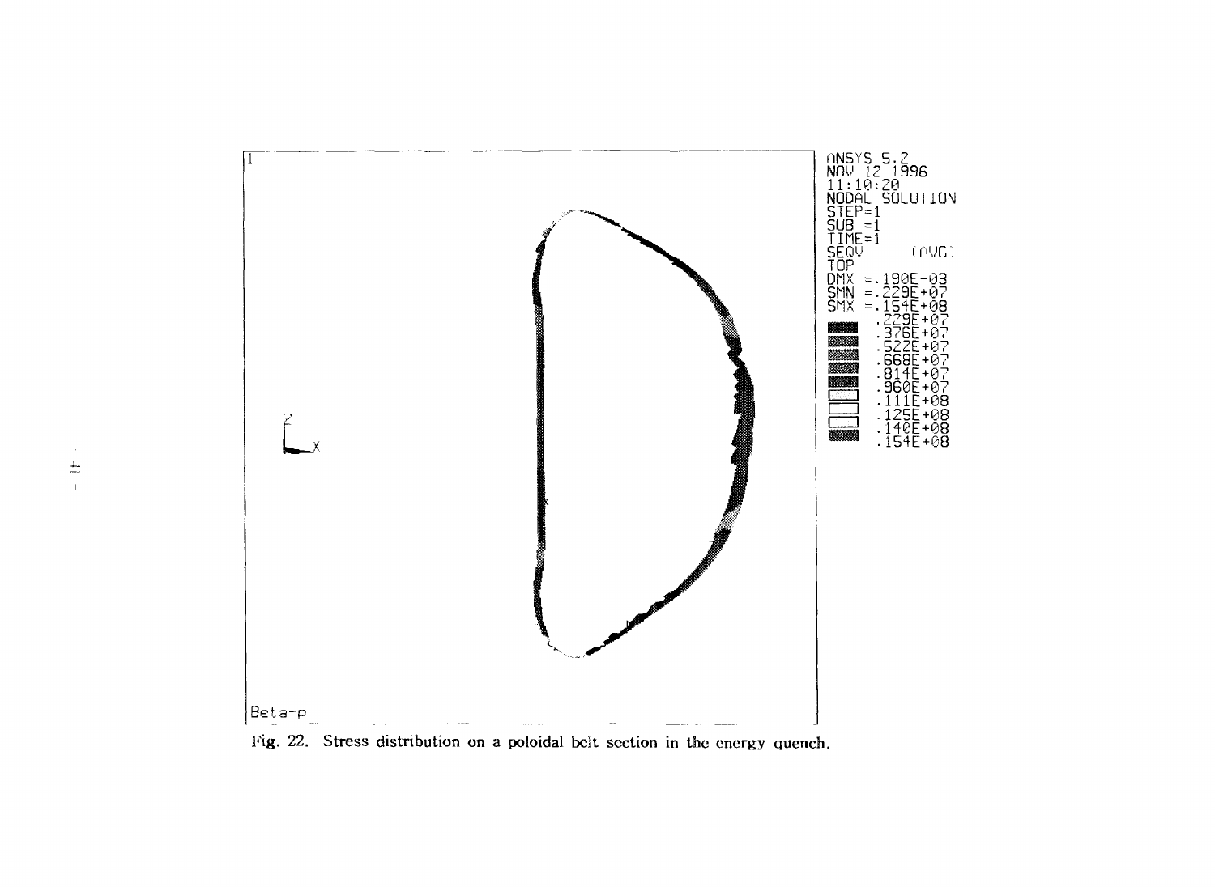Fig. 22. Stress distribution on a poloidal belt section in the energy quench.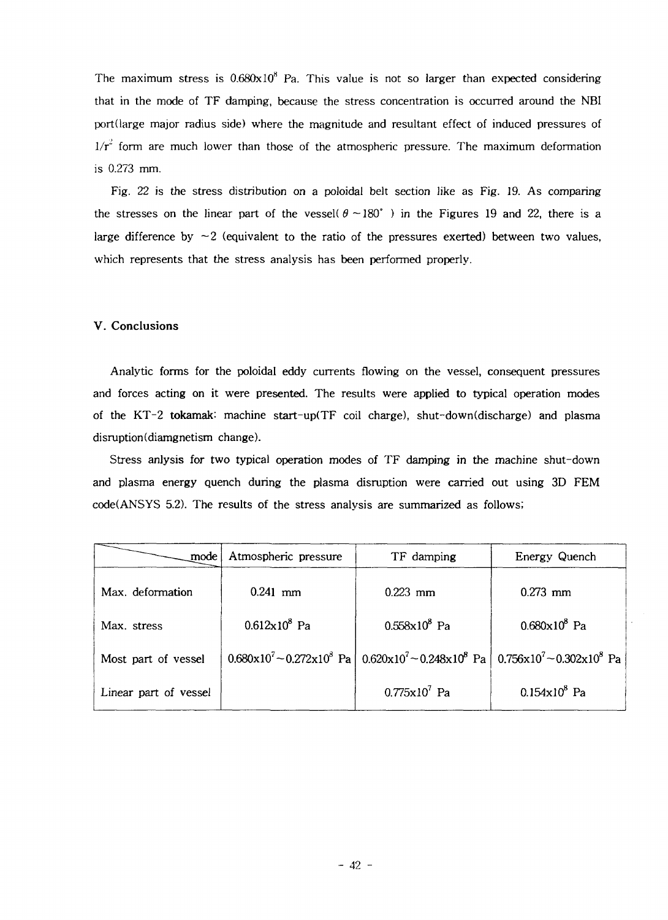The maximum stress is $0.680 \times 10^{8}$ Pa. This value is not so larger than expected considering that in the mode of TF damping, because the stress concentration is occurred around the NBI port(large major radius side) where the magnitude and resultant effect of induced pressures of $1/r^{2}$ form are much lower than those of the atmospheric pressure. The maximum deformation is 0.273 mm.

Fig. 22 is the stress distribution on a poloidal belt section like as Fig. 19. As comparing the stresses on the linear part of the vessel( $\theta \sim 180^{\circ}$ ) in the Figures 19 and 22, there is a large difference by $\sim 2$ (equivalent to the ratio of the pressures exerted) between two values, which represents that the stress analysis has been performed properly.

## V. Conclusions

Analytic forms for the poloidal eddy currents flowing on the vessel, consequent pressures and forces acting on it were presented. The results were applied to typical operation modes of the KT-2 tokamak: machine start-up(TF coil charge), shut-down(discharge) and plasma disruption(diamgnetism change).

Stress anlysis for two typical operation modes of TF damping in the machine shut-down and plasma energy quench during the plasma disruption were carried out using 3D FEM code(ANSYS 5.2). The results of the stress analysis are summarized as follows;

| mode | Atmospheric pressure | TF damping | Energy Quench |
|---|---|---|---|
| Max. deformation | 0.241 mm | 0.223 mm | 0.273 mm |
| Max. stress | $0.612 \times 10^{8}$ Pa | $0.558 \times 10^{8}$ Pa | $0.680 \times 10^{8}$ Pa |
| Most part of vessel | $0.680 \times 10^{7} \sim 0.272 \times 10^{8}$ Pa | $0.620 \times 10^{7} \sim 0.248 \times 10^{8}$ Pa | $0.756 \times 10^{7} \sim 0.302 \times 10^{8}$ Pa |
| Linear part of vessel | | $0.775 \times 10^{7}$ Pa | $0.154 \times 10^{8}$ Pa |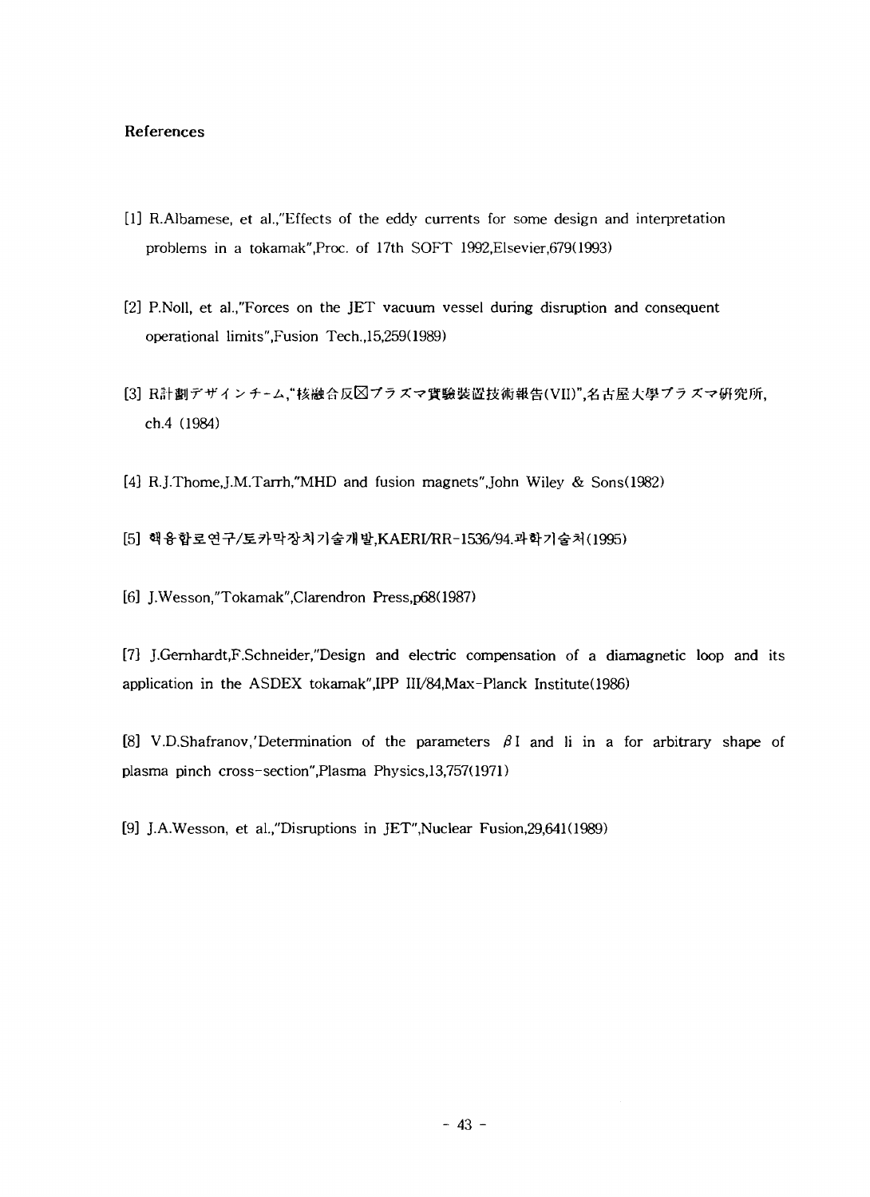## References

[1] R.Albamese, et al.,"Effects of the eddy currents for some design and interpretation problems in a tokamak",Proc. of 17th SOFT 1992,Elsevier,679(1993)

[2] P.Noll, et al.,"Forces on the JET vacuum vessel during disruption and consequent operational limits",Fusion Tech.,15,259(1989)

[3] R計劃デザインチーム,"核融合反⊠プラズマ實驗裝置技術報告(VII)",名古屋大學プラズマ硏究所, ch.4 (1984)

[4] R.J.Thome,J.M.Tarrh,"MHD and fusion magnets",John Wiley & Sons(1982)

[5] 핵융합로연구/토카막장치기술개발,KAERI/RR-1536/94.과학기술처(1995)

[6] J.Wesson,"Tokamak",Clarendron Press,p68(1987)

[7] J.Gernhardt,F.Schneider,"Design and electric compensation of a diamagnetic loop and its application in the ASDEX tokamak",IPP III/84,Max-Planck Institute(1986)

[8] V.D.Shafranov,'Determination of the parameters $\beta$I and li in a for arbitrary shape of plasma pinch cross-section",Plasma Physics,13,757(1971)

[9] J.A.Wesson, et al.,"Disruptions in JET",Nuclear Fusion,29,641(1989)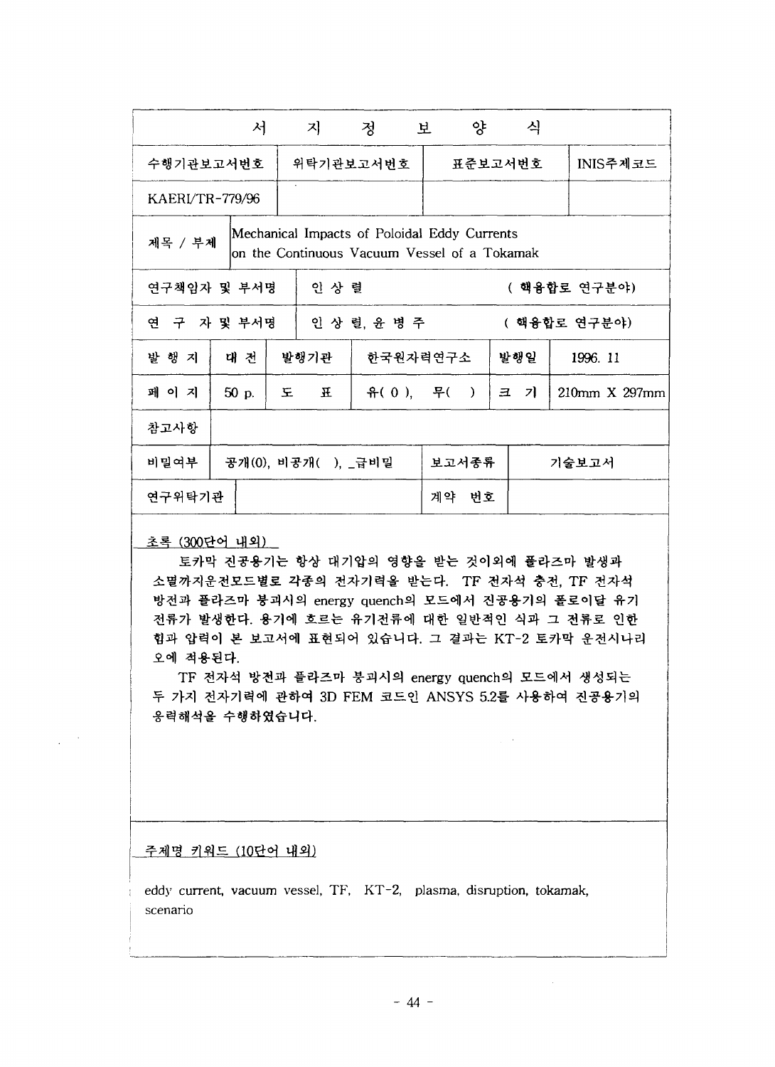# 서 지 정 보 양 식

| 수행기관보고서번호 | | 위탁기관보고서번호 | | 표준보고서번호 | | INIS주제코드 |
|---|---|---|---|---|---|---|
| KAERI/TR-779/96 | | | | | | |
| 제목 / 부제 | Mechanical Impacts of Poloidal Eddy Currents on the Continuous Vacuum Vessel of a Tokamak | | | | | |
| 연구책임자 및 부서명 | | 인 상 렬 | | ( 핵융합로 연구분야) | | |
| 연 구 자 및 부서명 | | 인 상 렬, 윤 병 주 | | ( 핵융합로 연구분야) | | |
| 발 행 지 | 대 전 | 발행기관 | 한국원자력연구소 | 발행일 | | 1996. 11 |
| 페 이 지 | 50 p. | 도 표 | 유( 0 ), 무( ) | 크 기 | | 210mm X 297mm |
| 참고사항 | | | | | | |
| 비밀여부 | 공개(0), 비공개( ), _급비밀 | | | 보고서종류 | | 기술보고서 |
| 연구위탁기관 | | | | 계약 번호 | | |

초록 (300단어 내외)

토카막 진공용기는 항상 대기압의 영향을 받는 것이외에 플라즈마 발생과 소멸까지운전모드별로 각종의 전자기력을 받는다. TF 전자석 충전, TF 전자석 방전과 플라즈마 붕괴시의 energy quench의 모드에서 진공용기의 폴로이달 유기 전류가 발생한다. 용기에 흐르는 유기전류에 대한 일반적인 식과 그 전류로 인한 힘과 압력이 본 보고서에 표현되어 있습니다. 그 결과는 KT-2 토카막 운전시나리오에 적용된다.

TF 전자석 방전과 플라즈마 붕괴시의 energy quench의 모드에서 생성되는 두 가지 전자기력에 관하여 3D FEM 코드인 ANSYS 5.2를 사용하여 진공용기의 응력해석을 수행하였습니다.

주제명 키워드 (10단어 내외)

eddy current, vacuum vessel, TF, KT-2, plasma, disruption, tokamak, scenario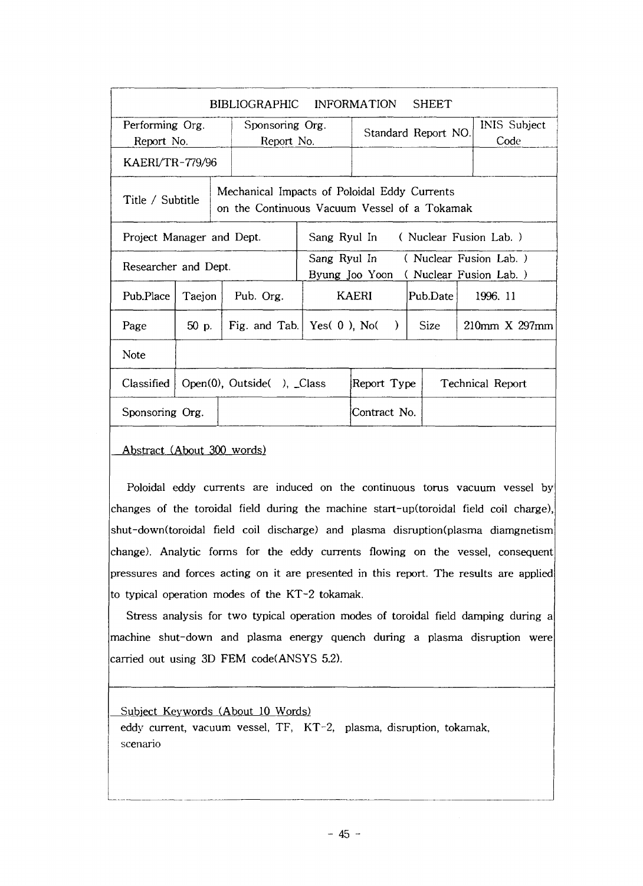# BIBLIOGRAPHIC INFORMATION SHEET

| Performing Org. Report No. | Sponsoring Org. Report No. | Standard Report NO. | INIS Subject Code |
|---|---|---|---|
| KAERI/TR-779/96 | | | |

| | |
|---|---|
| Title / Subtitle | Mechanical Impacts of Poloidal Eddy Currents on the Continuous Vacuum Vessel of a Tokamak |
| Project Manager and Dept. | Sang Ryul In ( Nuclear Fusion Lab. ) |
| Researcher and Dept. | Sang Ryul In ( Nuclear Fusion Lab. )<br>Byung Joo Yoon ( Nuclear Fusion Lab. ) |

| | | | | | |
|---|---|---|---|---|---|
| Pub.Place | Taejon | Pub. Org. | KAERI | Pub.Date | 1996. 11 |
| Page | 50 p. | Fig. and Tab. | Yes( 0 ), No( ) | Size | 210mm X 297mm |

| | |
|---|---|
| Note | |

| | | | |
|---|---|---|---|
| Classified | Open(0), Outside( ), _Class | Report Type | Technical Report |
| Sponsoring Org. | | Contract No. | |

Abstract (About 300 words)

Poloidal eddy currents are induced on the continuous torus vacuum vessel by changes of the toroidal field during the machine start-up(toroidal field coil charge), shut-down(toroidal field coil discharge) and plasma disruption(plasma diamgnetism change). Analytic forms for the eddy currents flowing on the vessel, consequent pressures and forces acting on it are presented in this report. The results are applied to typical operation modes of the KT-2 tokamak.

Stress analysis for two typical operation modes of toroidal field damping during a machine shut-down and plasma energy quench during a plasma disruption were carried out using 3D FEM code(ANSYS 5.2).

Subject Keywords (About 10 Words)

eddy current, vacuum vessel, TF, KT-2, plasma, disruption, tokamak, scenario